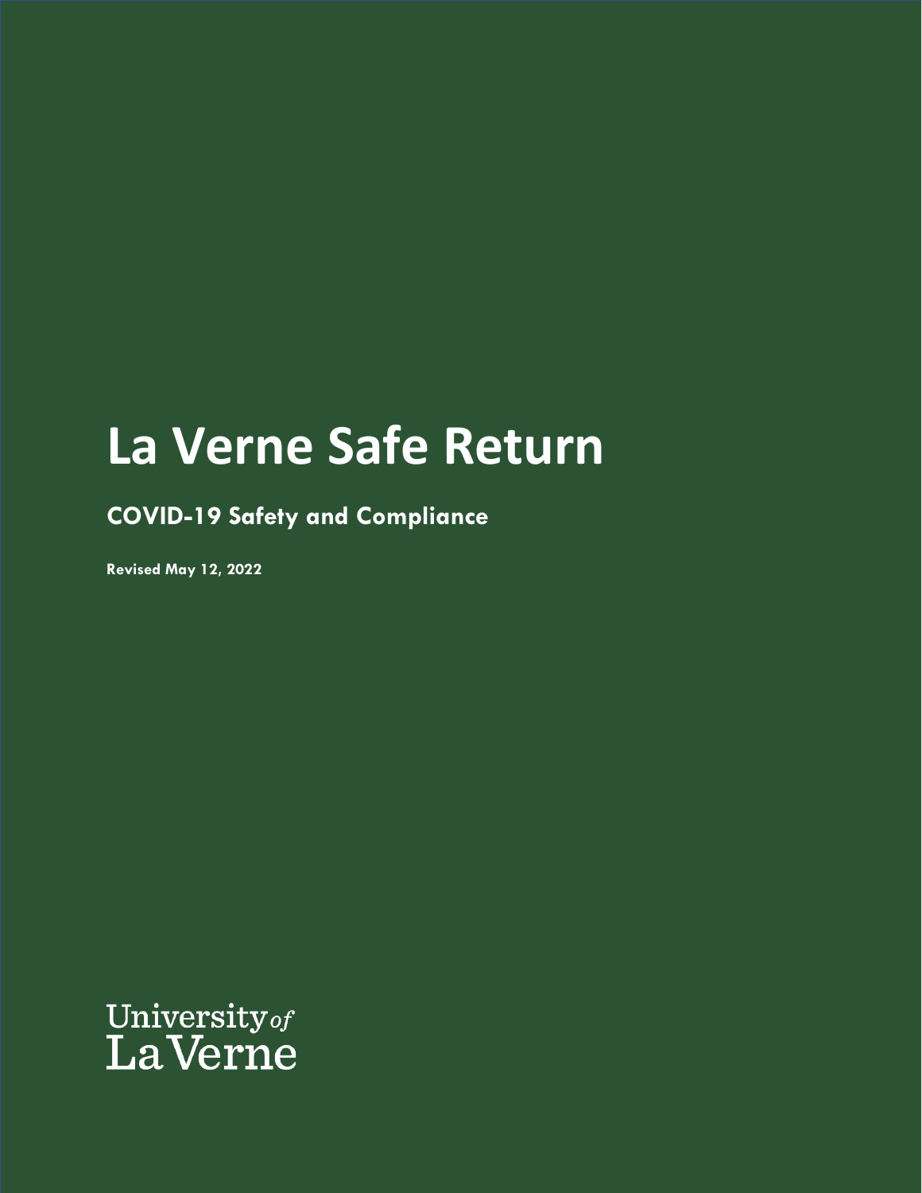# La Verne Safe Return

## COVID-19 Safety and Compliance

**Revised May 12, 2022**

University *of* La Verne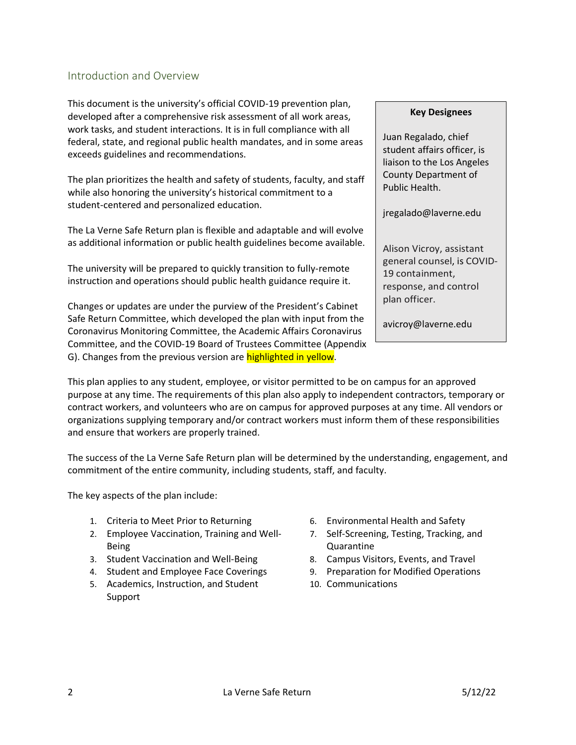## Introduction and Overview

This document is the university's official COVID-19 prevention plan, developed after a comprehensive risk assessment of all work areas, work tasks, and student interactions. It is in full compliance with all federal, state, and regional public health mandates, and in some areas exceeds guidelines and recommendations.

The plan prioritizes the health and safety of students, faculty, and staff while also honoring the university's historical commitment to a student-centered and personalized education.

The La Verne Safe Return plan is flexible and adaptable and will evolve as additional information or public health guidelines become available.

The university will be prepared to quickly transition to fully-remote instruction and operations should public health guidance require it.

Changes or updates are under the purview of the President's Cabinet Safe Return Committee, which developed the plan with input from the Coronavirus Monitoring Committee, the Academic Affairs Coronavirus Committee, and the COVID-19 Board of Trustees Committee (Appendix G). Changes from the previous version are highlighted in yellow.

> **Key Designees**
>
> Juan Regalado, chief student affairs officer, is liaison to the Los Angeles County Department of Public Health.
>
> jregalado@laverne.edu
>
> Alison Vicroy, assistant general counsel, is COVID-19 containment, response, and control plan officer.
>
> avicroy@laverne.edu

This plan applies to any student, employee, or visitor permitted to be on campus for an approved purpose at any time. The requirements of this plan also apply to independent contractors, temporary or contract workers, and volunteers who are on campus for approved purposes at any time. All vendors or organizations supplying temporary and/or contract workers must inform them of these responsibilities and ensure that workers are properly trained.

The success of the La Verne Safe Return plan will be determined by the understanding, engagement, and commitment of the entire community, including students, staff, and faculty.

The key aspects of the plan include:

1. Criteria to Meet Prior to Returning
2. Employee Vaccination, Training and Well-Being
3. Student Vaccination and Well-Being
4. Student and Employee Face Coverings
5. Academics, Instruction, and Student Support
6. Environmental Health and Safety
7. Self-Screening, Testing, Tracking, and Quarantine
8. Campus Visitors, Events, and Travel
9. Preparation for Modified Operations
10. Communications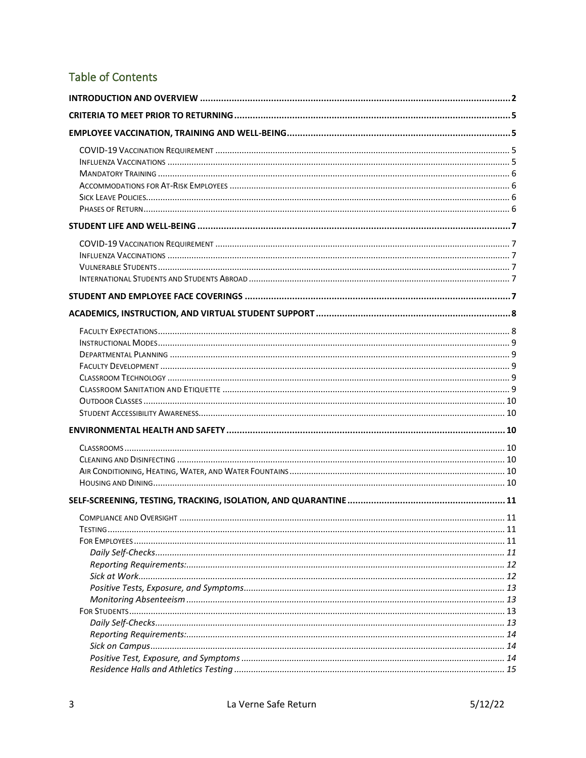## Table of Contents

**INTRODUCTION AND OVERVIEW** ..... 2

**CRITERIA TO MEET PRIOR TO RETURNING** ..... 5

**EMPLOYEE VACCINATION, TRAINING AND WELL-BEING** ..... 5

- COVID-19 Vaccination Requirement ..... 5
- Influenza Vaccinations ..... 5
- Mandatory Training ..... 6
- Accommodations for At-Risk Employees ..... 6
- Sick Leave Policies ..... 6
- Phases of Return ..... 6

**STUDENT LIFE AND WELL-BEING** ..... 7

- COVID-19 Vaccination Requirement ..... 7
- Influenza Vaccinations ..... 7
- Vulnerable Students ..... 7
- International Students and Students Abroad ..... 7

**STUDENT AND EMPLOYEE FACE COVERINGS** ..... 7

**ACADEMICS, INSTRUCTION, AND VIRTUAL STUDENT SUPPORT** ..... 8

- Faculty Expectations ..... 8
- Instructional Modes ..... 9
- Departmental Planning ..... 9
- Faculty Development ..... 9
- Classroom Technology ..... 9
- Classroom Sanitation and Etiquette ..... 9
- Outdoor Classes ..... 10
- Student Accessibility Awareness ..... 10

**ENVIRONMENTAL HEALTH AND SAFETY** ..... 10

- Classrooms ..... 10
- Cleaning and Disinfecting ..... 10
- Air Conditioning, Heating, Water, and Water Fountains ..... 10
- Housing and Dining ..... 10

**SELF-SCREENING, TESTING, TRACKING, ISOLATION, AND QUARANTINE** ..... 11

- Compliance and Oversight ..... 11
- Testing ..... 11
- For Employees ..... 11
  - *Daily Self-Checks* ..... 11
  - *Reporting Requirements:* ..... 12
  - *Sick at Work* ..... 12
  - *Positive Tests, Exposure, and Symptoms* ..... 13
  - *Monitoring Absenteeism* ..... 13
- For Students ..... 13
  - *Daily Self-Checks* ..... 13
  - *Reporting Requirements:* ..... 14
  - *Sick on Campus* ..... 14
  - *Positive Test, Exposure, and Symptoms* ..... 14
  - *Residence Halls and Athletics Testing* ..... 15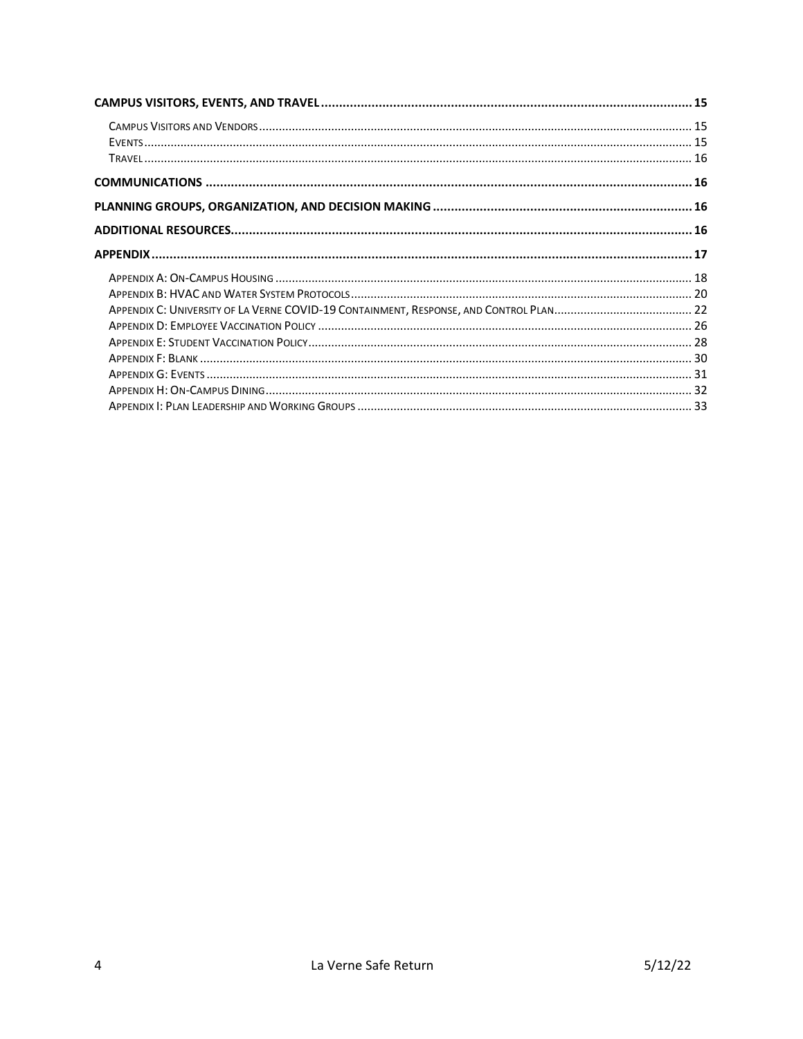**CAMPUS VISITORS, EVENTS, AND TRAVEL** ........ 15

- Campus Visitors and Vendors ........ 15
- Events ........ 15
- Travel ........ 16

**COMMUNICATIONS** ........ 16

**PLANNING GROUPS, ORGANIZATION, AND DECISION MAKING** ........ 16

**ADDITIONAL RESOURCES** ........ 16

**APPENDIX** ........ 17

- Appendix A: On-Campus Housing ........ 18
- Appendix B: HVAC and Water System Protocols ........ 20
- Appendix C: University of La Verne COVID-19 Containment, Response, and Control Plan ........ 22
- Appendix D: Employee Vaccination Policy ........ 26
- Appendix E: Student Vaccination Policy ........ 28
- Appendix F: Blank ........ 30
- Appendix G: Events ........ 31
- Appendix H: On-Campus Dining ........ 32
- Appendix I: Plan Leadership and Working Groups ........ 33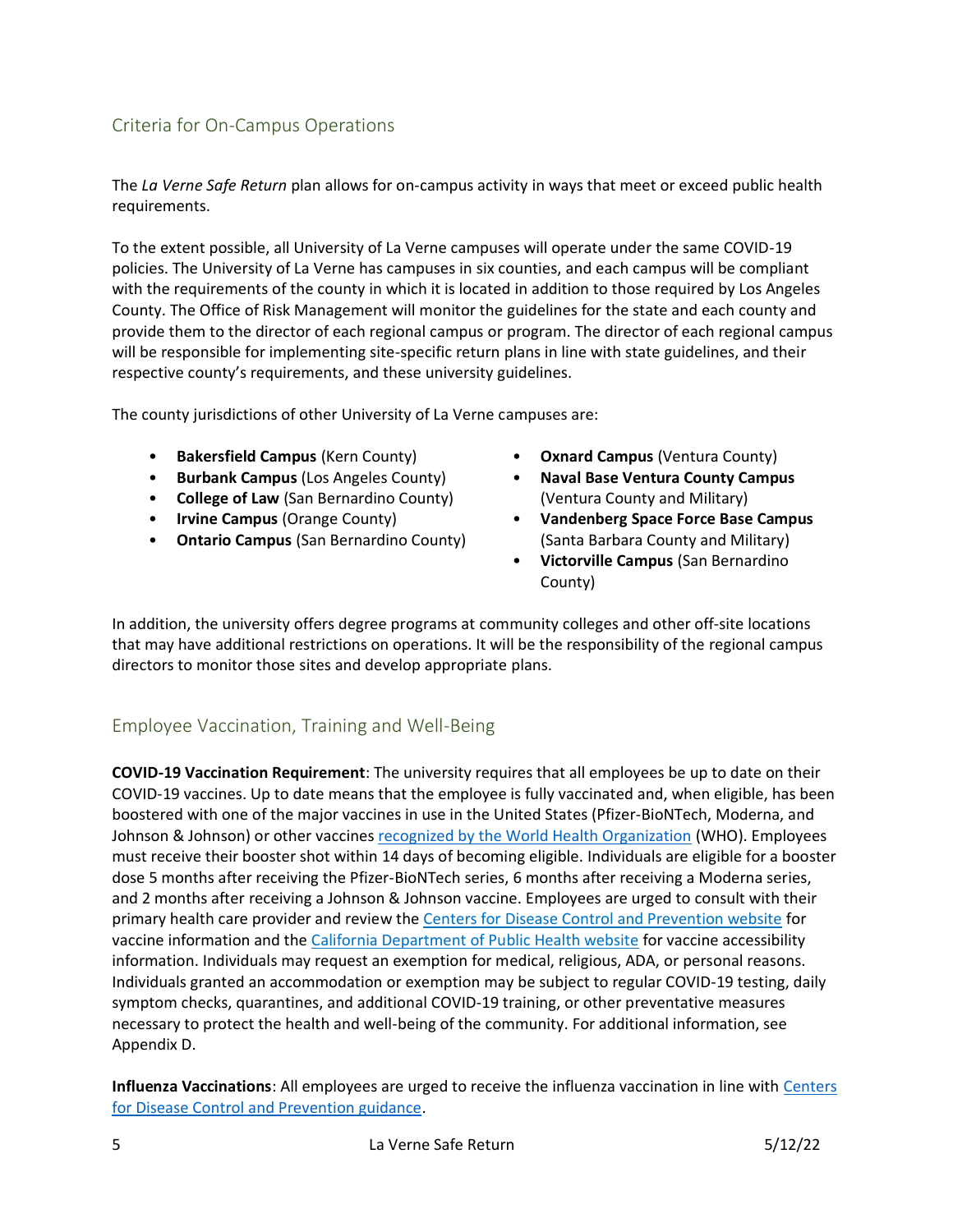## Criteria for On-Campus Operations

The *La Verne Safe Return* plan allows for on-campus activity in ways that meet or exceed public health requirements.

To the extent possible, all University of La Verne campuses will operate under the same COVID-19 policies. The University of La Verne has campuses in six counties, and each campus will be compliant with the requirements of the county in which it is located in addition to those required by Los Angeles County. The Office of Risk Management will monitor the guidelines for the state and each county and provide them to the director of each regional campus or program. The director of each regional campus will be responsible for implementing site-specific return plans in line with state guidelines, and their respective county's requirements, and these university guidelines.

The county jurisdictions of other University of La Verne campuses are:

- **Bakersfield Campus** (Kern County)
- **Burbank Campus** (Los Angeles County)
- **College of Law** (San Bernardino County)
- **Irvine Campus** (Orange County)
- **Ontario Campus** (San Bernardino County)
- **Oxnard Campus** (Ventura County)
- **Naval Base Ventura County Campus** (Ventura County and Military)
- **Vandenberg Space Force Base Campus** (Santa Barbara County and Military)
- **Victorville Campus** (San Bernardino County)

In addition, the university offers degree programs at community colleges and other off-site locations that may have additional restrictions on operations. It will be the responsibility of the regional campus directors to monitor those sites and develop appropriate plans.

## Employee Vaccination, Training and Well-Being

**COVID-19 Vaccination Requirement**: The university requires that all employees be up to date on their COVID-19 vaccines. Up to date means that the employee is fully vaccinated and, when eligible, has been boostered with one of the major vaccines in use in the United States (Pfizer-BioNTech, Moderna, and Johnson & Johnson) or other vaccines recognized by the World Health Organization (WHO). Employees must receive their booster shot within 14 days of becoming eligible. Individuals are eligible for a booster dose 5 months after receiving the Pfizer-BioNTech series, 6 months after receiving a Moderna series, and 2 months after receiving a Johnson & Johnson vaccine. Employees are urged to consult with their primary health care provider and review the Centers for Disease Control and Prevention website for vaccine information and the California Department of Public Health website for vaccine accessibility information. Individuals may request an exemption for medical, religious, ADA, or personal reasons. Individuals granted an accommodation or exemption may be subject to regular COVID-19 testing, daily symptom checks, quarantines, and additional COVID-19 training, or other preventative measures necessary to protect the health and well-being of the community. For additional information, see Appendix D.

**Influenza Vaccinations**: All employees are urged to receive the influenza vaccination in line with Centers for Disease Control and Prevention guidance.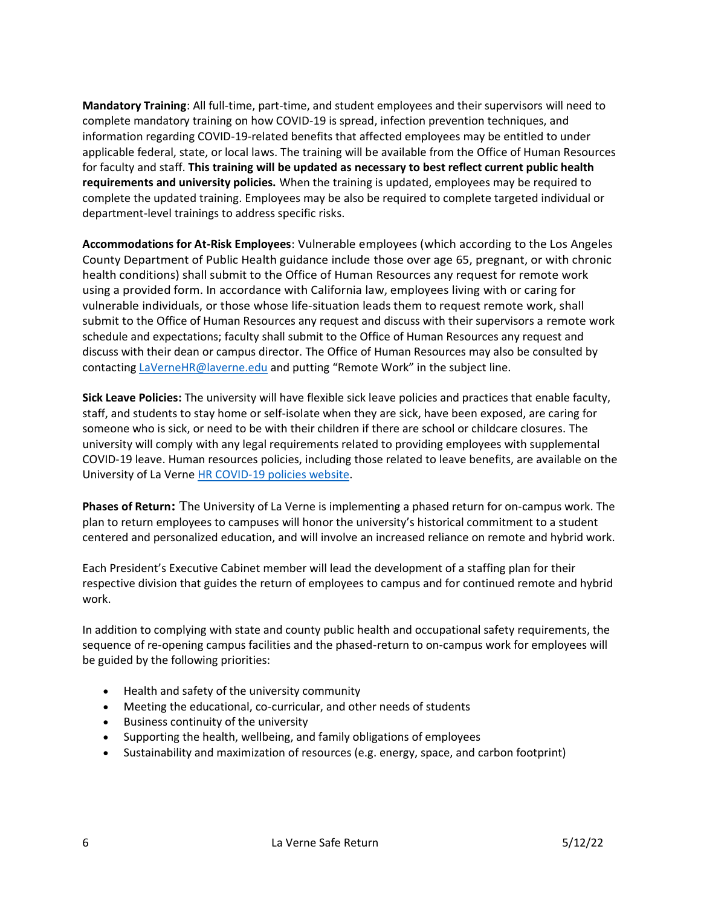**Mandatory Training**: All full-time, part-time, and student employees and their supervisors will need to complete mandatory training on how COVID-19 is spread, infection prevention techniques, and information regarding COVID-19-related benefits that affected employees may be entitled to under applicable federal, state, or local laws. The training will be available from the Office of Human Resources for faculty and staff. **This training will be updated as necessary to best reflect current public health requirements and university policies.** When the training is updated, employees may be required to complete the updated training. Employees may be also be required to complete targeted individual or department-level trainings to address specific risks.

**Accommodations for At-Risk Employees**: Vulnerable employees (which according to the Los Angeles County Department of Public Health guidance include those over age 65, pregnant, or with chronic health conditions) shall submit to the Office of Human Resources any request for remote work using a provided form. In accordance with California law, employees living with or caring for vulnerable individuals, or those whose life-situation leads them to request remote work, shall submit to the Office of Human Resources any request and discuss with their supervisors a remote work schedule and expectations; faculty shall submit to the Office of Human Resources any request and discuss with their dean or campus director. The Office of Human Resources may also be consulted by contacting LaVerneHR@laverne.edu and putting "Remote Work" in the subject line.

**Sick Leave Policies:** The university will have flexible sick leave policies and practices that enable faculty, staff, and students to stay home or self-isolate when they are sick, have been exposed, are caring for someone who is sick, or need to be with their children if there are school or childcare closures. The university will comply with any legal requirements related to providing employees with supplemental COVID-19 leave. Human resources policies, including those related to leave benefits, are available on the University of La Verne HR COVID-19 policies website.

**Phases of Return:** The University of La Verne is implementing a phased return for on-campus work. The plan to return employees to campuses will honor the university's historical commitment to a student centered and personalized education, and will involve an increased reliance on remote and hybrid work.

Each President's Executive Cabinet member will lead the development of a staffing plan for their respective division that guides the return of employees to campus and for continued remote and hybrid work.

In addition to complying with state and county public health and occupational safety requirements, the sequence of re-opening campus facilities and the phased-return to on-campus work for employees will be guided by the following priorities:

- Health and safety of the university community
- Meeting the educational, co-curricular, and other needs of students
- Business continuity of the university
- Supporting the health, wellbeing, and family obligations of employees
- Sustainability and maximization of resources (e.g. energy, space, and carbon footprint)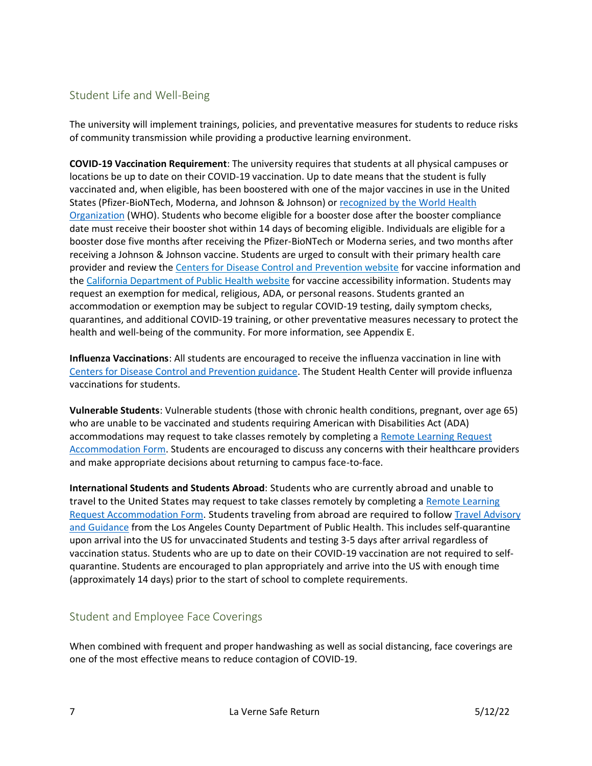## Student Life and Well-Being

The university will implement trainings, policies, and preventative measures for students to reduce risks of community transmission while providing a productive learning environment.

**COVID-19 Vaccination Requirement**: The university requires that students at all physical campuses or locations be up to date on their COVID-19 vaccination. Up to date means that the student is fully vaccinated and, when eligible, has been boostered with one of the major vaccines in use in the United States (Pfizer-BioNTech, Moderna, and Johnson & Johnson) or recognized by the World Health Organization (WHO). Students who become eligible for a booster dose after the booster compliance date must receive their booster shot within 14 days of becoming eligible. Individuals are eligible for a booster dose five months after receiving the Pfizer-BioNTech or Moderna series, and two months after receiving a Johnson & Johnson vaccine. Students are urged to consult with their primary health care provider and review the Centers for Disease Control and Prevention website for vaccine information and the California Department of Public Health website for vaccine accessibility information. Students may request an exemption for medical, religious, ADA, or personal reasons. Students granted an accommodation or exemption may be subject to regular COVID-19 testing, daily symptom checks, quarantines, and additional COVID-19 training, or other preventative measures necessary to protect the health and well-being of the community. For more information, see Appendix E.

**Influenza Vaccinations**: All students are encouraged to receive the influenza vaccination in line with Centers for Disease Control and Prevention guidance. The Student Health Center will provide influenza vaccinations for students.

**Vulnerable Students**: Vulnerable students (those with chronic health conditions, pregnant, over age 65) who are unable to be vaccinated and students requiring American with Disabilities Act (ADA) accommodations may request to take classes remotely by completing a Remote Learning Request Accommodation Form. Students are encouraged to discuss any concerns with their healthcare providers and make appropriate decisions about returning to campus face-to-face.

**International Students and Students Abroad**: Students who are currently abroad and unable to travel to the United States may request to take classes remotely by completing a Remote Learning Request Accommodation Form. Students traveling from abroad are required to follow Travel Advisory and Guidance from the Los Angeles County Department of Public Health. This includes self-quarantine upon arrival into the US for unvaccinated Students and testing 3-5 days after arrival regardless of vaccination status. Students who are up to date on their COVID-19 vaccination are not required to self-quarantine. Students are encouraged to plan appropriately and arrive into the US with enough time (approximately 14 days) prior to the start of school to complete requirements.

## Student and Employee Face Coverings

When combined with frequent and proper handwashing as well as social distancing, face coverings are one of the most effective means to reduce contagion of COVID-19.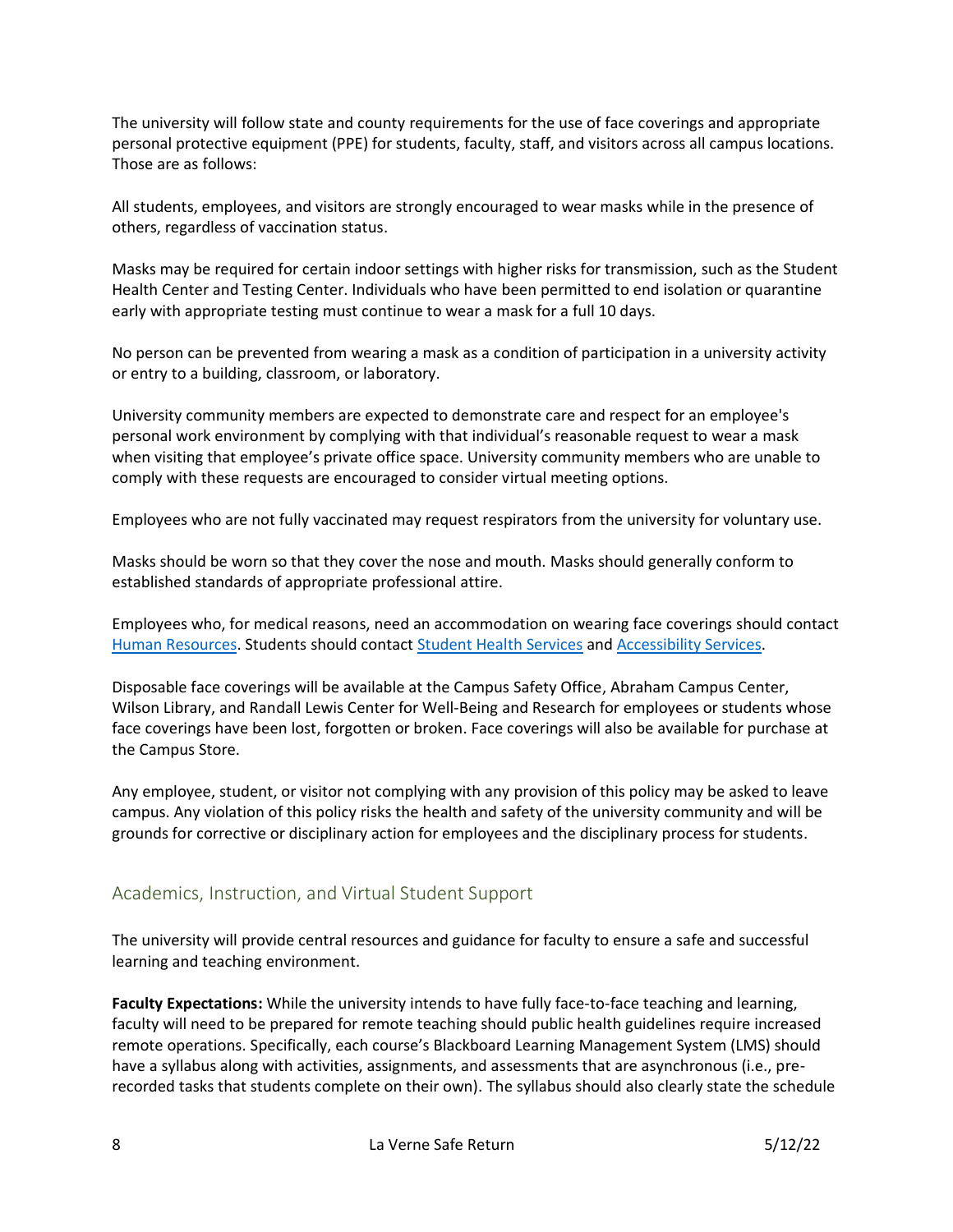The university will follow state and county requirements for the use of face coverings and appropriate personal protective equipment (PPE) for students, faculty, staff, and visitors across all campus locations. Those are as follows:

All students, employees, and visitors are strongly encouraged to wear masks while in the presence of others, regardless of vaccination status.

Masks may be required for certain indoor settings with higher risks for transmission, such as the Student Health Center and Testing Center. Individuals who have been permitted to end isolation or quarantine early with appropriate testing must continue to wear a mask for a full 10 days.

No person can be prevented from wearing a mask as a condition of participation in a university activity or entry to a building, classroom, or laboratory.

University community members are expected to demonstrate care and respect for an employee's personal work environment by complying with that individual's reasonable request to wear a mask when visiting that employee's private office space. University community members who are unable to comply with these requests are encouraged to consider virtual meeting options.

Employees who are not fully vaccinated may request respirators from the university for voluntary use.

Masks should be worn so that they cover the nose and mouth. Masks should generally conform to established standards of appropriate professional attire.

Employees who, for medical reasons, need an accommodation on wearing face coverings should contact Human Resources. Students should contact Student Health Services and Accessibility Services.

Disposable face coverings will be available at the Campus Safety Office, Abraham Campus Center, Wilson Library, and Randall Lewis Center for Well-Being and Research for employees or students whose face coverings have been lost, forgotten or broken. Face coverings will also be available for purchase at the Campus Store.

Any employee, student, or visitor not complying with any provision of this policy may be asked to leave campus. Any violation of this policy risks the health and safety of the university community and will be grounds for corrective or disciplinary action for employees and the disciplinary process for students.

## Academics, Instruction, and Virtual Student Support

The university will provide central resources and guidance for faculty to ensure a safe and successful learning and teaching environment.

**Faculty Expectations:** While the university intends to have fully face-to-face teaching and learning, faculty will need to be prepared for remote teaching should public health guidelines require increased remote operations. Specifically, each course's Blackboard Learning Management System (LMS) should have a syllabus along with activities, assignments, and assessments that are asynchronous (i.e., pre-recorded tasks that students complete on their own). The syllabus should also clearly state the schedule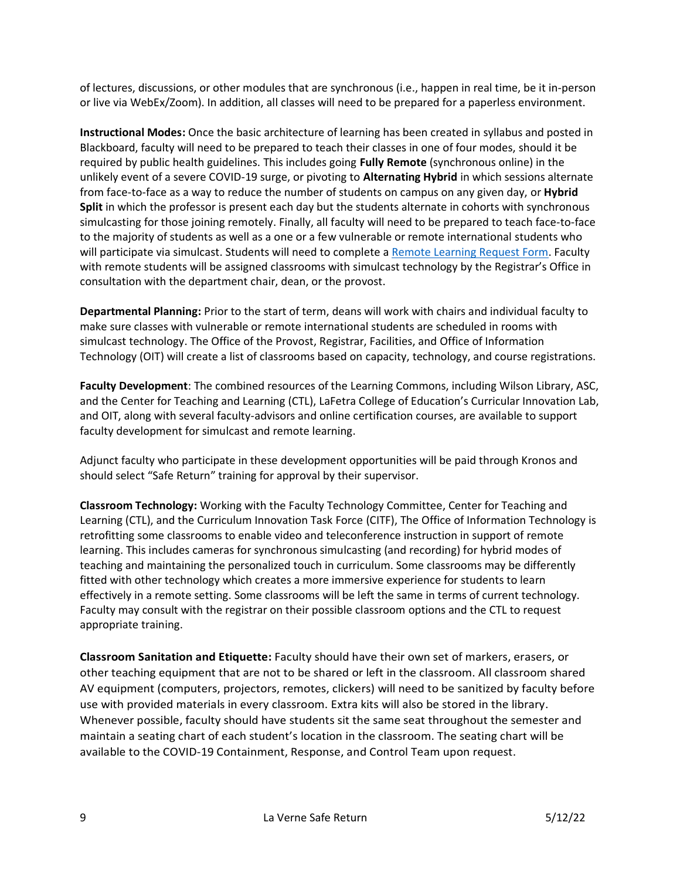of lectures, discussions, or other modules that are synchronous (i.e., happen in real time, be it in-person or live via WebEx/Zoom). In addition, all classes will need to be prepared for a paperless environment.

**Instructional Modes:** Once the basic architecture of learning has been created in syllabus and posted in Blackboard, faculty will need to be prepared to teach their classes in one of four modes, should it be required by public health guidelines. This includes going **Fully Remote** (synchronous online) in the unlikely event of a severe COVID-19 surge, or pivoting to **Alternating Hybrid** in which sessions alternate from face-to-face as a way to reduce the number of students on campus on any given day, or **Hybrid Split** in which the professor is present each day but the students alternate in cohorts with synchronous simulcasting for those joining remotely. Finally, all faculty will need to be prepared to teach face-to-face to the majority of students as well as a one or a few vulnerable or remote international students who will participate via simulcast. Students will need to complete a [Remote Learning Request Form](). Faculty with remote students will be assigned classrooms with simulcast technology by the Registrar's Office in consultation with the department chair, dean, or the provost.

**Departmental Planning:** Prior to the start of term, deans will work with chairs and individual faculty to make sure classes with vulnerable or remote international students are scheduled in rooms with simulcast technology. The Office of the Provost, Registrar, Facilities, and Office of Information Technology (OIT) will create a list of classrooms based on capacity, technology, and course registrations.

**Faculty Development**: The combined resources of the Learning Commons, including Wilson Library, ASC, and the Center for Teaching and Learning (CTL), LaFetra College of Education's Curricular Innovation Lab, and OIT, along with several faculty-advisors and online certification courses, are available to support faculty development for simulcast and remote learning.

Adjunct faculty who participate in these development opportunities will be paid through Kronos and should select "Safe Return" training for approval by their supervisor.

**Classroom Technology:** Working with the Faculty Technology Committee, Center for Teaching and Learning (CTL), and the Curriculum Innovation Task Force (CITF), The Office of Information Technology is retrofitting some classrooms to enable video and teleconference instruction in support of remote learning. This includes cameras for synchronous simulcasting (and recording) for hybrid modes of teaching and maintaining the personalized touch in curriculum. Some classrooms may be differently fitted with other technology which creates a more immersive experience for students to learn effectively in a remote setting. Some classrooms will be left the same in terms of current technology. Faculty may consult with the registrar on their possible classroom options and the CTL to request appropriate training.

**Classroom Sanitation and Etiquette:** Faculty should have their own set of markers, erasers, or other teaching equipment that are not to be shared or left in the classroom. All classroom shared AV equipment (computers, projectors, remotes, clickers) will need to be sanitized by faculty before use with provided materials in every classroom. Extra kits will also be stored in the library. Whenever possible, faculty should have students sit the same seat throughout the semester and maintain a seating chart of each student's location in the classroom. The seating chart will be available to the COVID-19 Containment, Response, and Control Team upon request.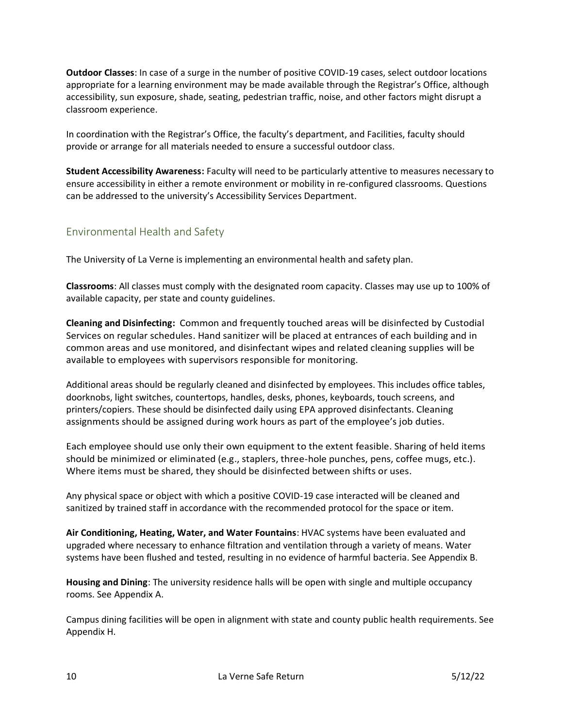**Outdoor Classes**: In case of a surge in the number of positive COVID-19 cases, select outdoor locations appropriate for a learning environment may be made available through the Registrar's Office, although accessibility, sun exposure, shade, seating, pedestrian traffic, noise, and other factors might disrupt a classroom experience.

In coordination with the Registrar's Office, the faculty's department, and Facilities, faculty should provide or arrange for all materials needed to ensure a successful outdoor class.

**Student Accessibility Awareness:** Faculty will need to be particularly attentive to measures necessary to ensure accessibility in either a remote environment or mobility in re-configured classrooms. Questions can be addressed to the university's Accessibility Services Department.

## Environmental Health and Safety

The University of La Verne is implementing an environmental health and safety plan.

**Classrooms**: All classes must comply with the designated room capacity. Classes may use up to 100% of available capacity, per state and county guidelines.

**Cleaning and Disinfecting:** Common and frequently touched areas will be disinfected by Custodial Services on regular schedules. Hand sanitizer will be placed at entrances of each building and in common areas and use monitored, and disinfectant wipes and related cleaning supplies will be available to employees with supervisors responsible for monitoring.

Additional areas should be regularly cleaned and disinfected by employees. This includes office tables, doorknobs, light switches, countertops, handles, desks, phones, keyboards, touch screens, and printers/copiers. These should be disinfected daily using EPA approved disinfectants. Cleaning assignments should be assigned during work hours as part of the employee's job duties.

Each employee should use only their own equipment to the extent feasible. Sharing of held items should be minimized or eliminated (e.g., staplers, three-hole punches, pens, coffee mugs, etc.). Where items must be shared, they should be disinfected between shifts or uses.

Any physical space or object with which a positive COVID-19 case interacted will be cleaned and sanitized by trained staff in accordance with the recommended protocol for the space or item.

**Air Conditioning, Heating, Water, and Water Fountains**: HVAC systems have been evaluated and upgraded where necessary to enhance filtration and ventilation through a variety of means. Water systems have been flushed and tested, resulting in no evidence of harmful bacteria. See Appendix B.

**Housing and Dining**: The university residence halls will be open with single and multiple occupancy rooms. See Appendix A.

Campus dining facilities will be open in alignment with state and county public health requirements. See Appendix H.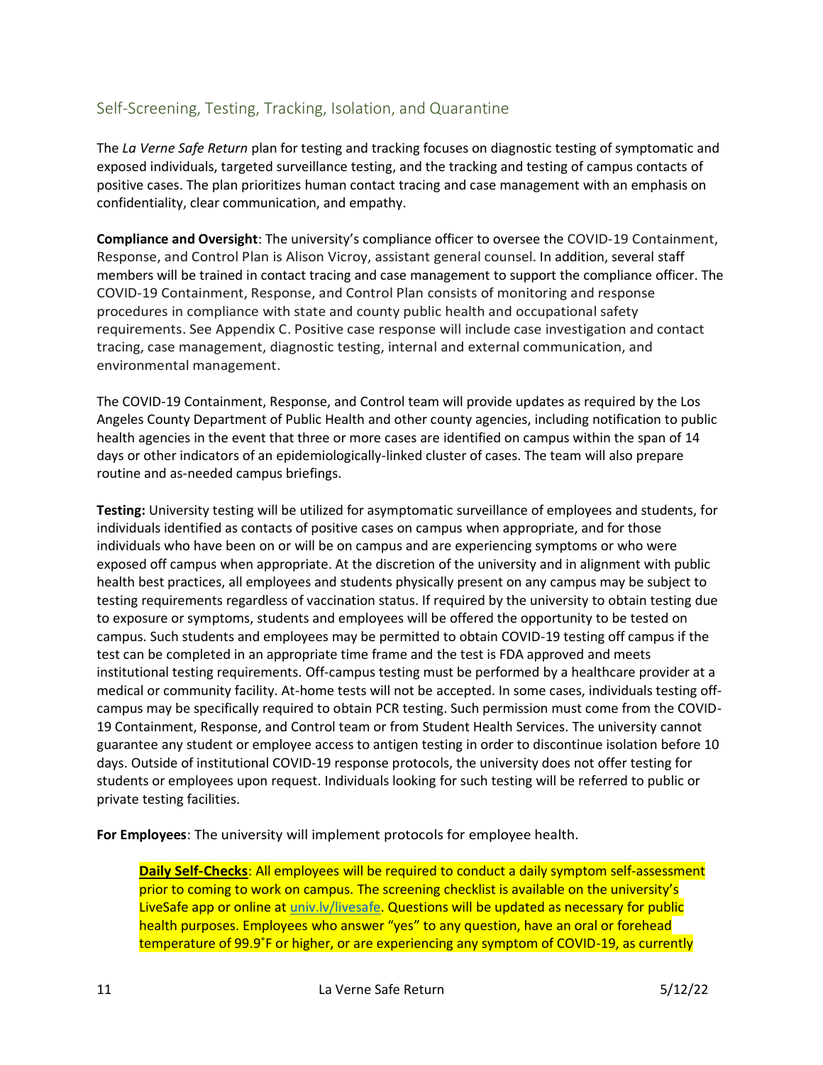## Self-Screening, Testing, Tracking, Isolation, and Quarantine

The *La Verne Safe Return* plan for testing and tracking focuses on diagnostic testing of symptomatic and exposed individuals, targeted surveillance testing, and the tracking and testing of campus contacts of positive cases. The plan prioritizes human contact tracing and case management with an emphasis on confidentiality, clear communication, and empathy.

**Compliance and Oversight**: The university's compliance officer to oversee the COVID-19 Containment, Response, and Control Plan is Alison Vicroy, assistant general counsel. In addition, several staff members will be trained in contact tracing and case management to support the compliance officer. The COVID-19 Containment, Response, and Control Plan consists of monitoring and response procedures in compliance with state and county public health and occupational safety requirements. See Appendix C. Positive case response will include case investigation and contact tracing, case management, diagnostic testing, internal and external communication, and environmental management.

The COVID-19 Containment, Response, and Control team will provide updates as required by the Los Angeles County Department of Public Health and other county agencies, including notification to public health agencies in the event that three or more cases are identified on campus within the span of 14 days or other indicators of an epidemiologically-linked cluster of cases. The team will also prepare routine and as-needed campus briefings.

**Testing:** University testing will be utilized for asymptomatic surveillance of employees and students, for individuals identified as contacts of positive cases on campus when appropriate, and for those individuals who have been on or will be on campus and are experiencing symptoms or who were exposed off campus when appropriate. At the discretion of the university and in alignment with public health best practices, all employees and students physically present on any campus may be subject to testing requirements regardless of vaccination status. If required by the university to obtain testing due to exposure or symptoms, students and employees will be offered the opportunity to be tested on campus. Such students and employees may be permitted to obtain COVID-19 testing off campus if the test can be completed in an appropriate time frame and the test is FDA approved and meets institutional testing requirements. Off-campus testing must be performed by a healthcare provider at a medical or community facility. At-home tests will not be accepted. In some cases, individuals testing off-campus may be specifically required to obtain PCR testing. Such permission must come from the COVID-19 Containment, Response, and Control team or from Student Health Services. The university cannot guarantee any student or employee access to antigen testing in order to discontinue isolation before 10 days. Outside of institutional COVID-19 response protocols, the university does not offer testing for students or employees upon request. Individuals looking for such testing will be referred to public or private testing facilities.

**For Employees**: The university will implement protocols for employee health.

**Daily Self-Checks**: All employees will be required to conduct a daily symptom self-assessment prior to coming to work on campus. The screening checklist is available on the university's LiveSafe app or online at univ.lv/livesafe. Questions will be updated as necessary for public health purposes. Employees who answer "yes" to any question, have an oral or forehead temperature of 99.9˚F or higher, or are experiencing any symptom of COVID-19, as currently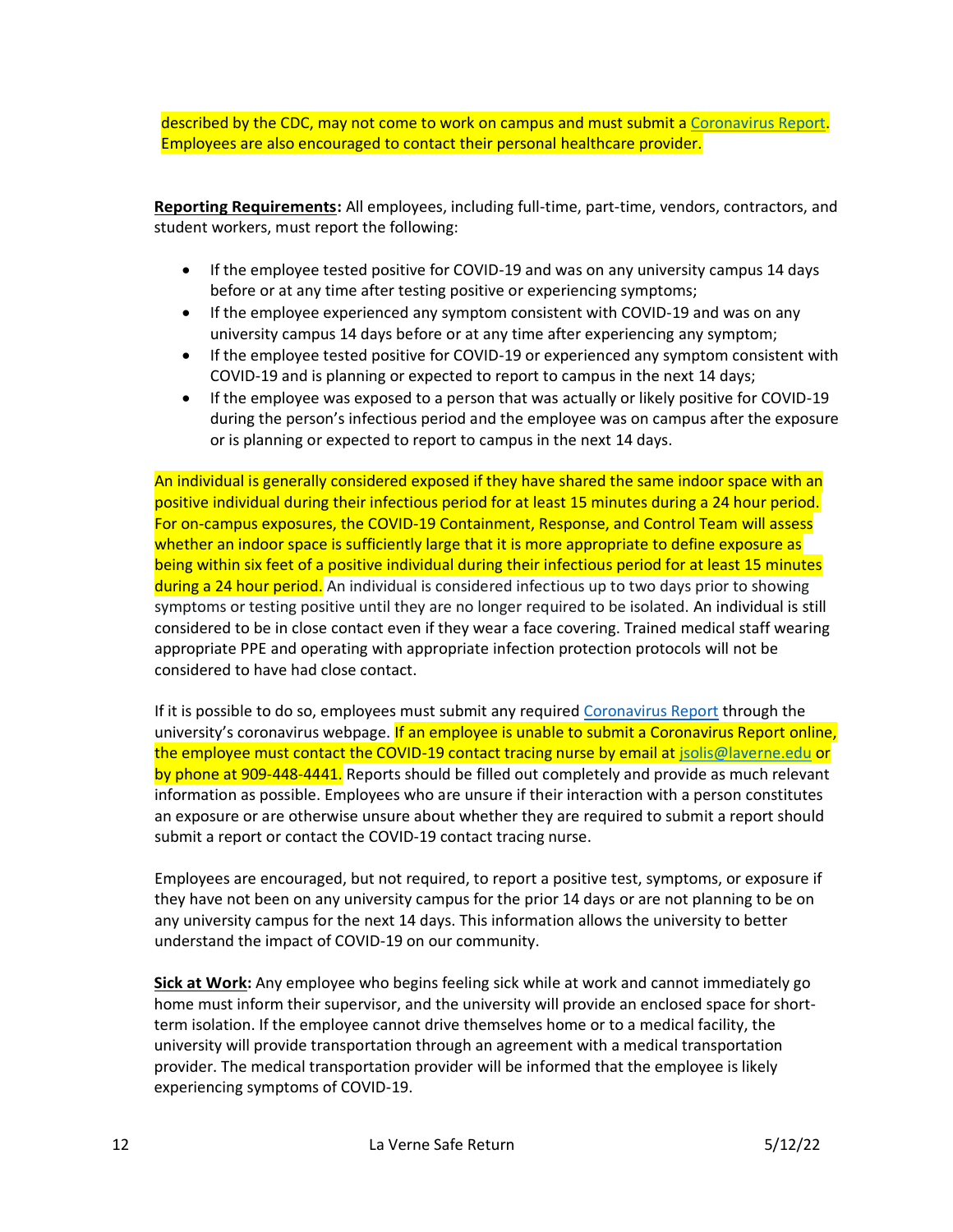described by the CDC, may not come to work on campus and must submit a [Coronavirus Report](). Employees are also encouraged to contact their personal healthcare provider.

**Reporting Requirements:** All employees, including full-time, part-time, vendors, contractors, and student workers, must report the following:

- If the employee tested positive for COVID-19 and was on any university campus 14 days before or at any time after testing positive or experiencing symptoms;
- If the employee experienced any symptom consistent with COVID-19 and was on any university campus 14 days before or at any time after experiencing any symptom;
- If the employee tested positive for COVID-19 or experienced any symptom consistent with COVID-19 and is planning or expected to report to campus in the next 14 days;
- If the employee was exposed to a person that was actually or likely positive for COVID-19 during the person's infectious period and the employee was on campus after the exposure or is planning or expected to report to campus in the next 14 days.

An individual is generally considered exposed if they have shared the same indoor space with an positive individual during their infectious period for at least 15 minutes during a 24 hour period. For on-campus exposures, the COVID-19 Containment, Response, and Control Team will assess whether an indoor space is sufficiently large that it is more appropriate to define exposure as being within six feet of a positive individual during their infectious period for at least 15 minutes during a 24 hour period. An individual is considered infectious up to two days prior to showing symptoms or testing positive until they are no longer required to be isolated. An individual is still considered to be in close contact even if they wear a face covering. Trained medical staff wearing appropriate PPE and operating with appropriate infection protection protocols will not be considered to have had close contact.

If it is possible to do so, employees must submit any required [Coronavirus Report]() through the university's coronavirus webpage. If an employee is unable to submit a Coronavirus Report online, the employee must contact the COVID-19 contact tracing nurse by email at jsolis@laverne.edu or by phone at 909-448-4441. Reports should be filled out completely and provide as much relevant information as possible. Employees who are unsure if their interaction with a person constitutes an exposure or are otherwise unsure about whether they are required to submit a report should submit a report or contact the COVID-19 contact tracing nurse.

Employees are encouraged, but not required, to report a positive test, symptoms, or exposure if they have not been on any university campus for the prior 14 days or are not planning to be on any university campus for the next 14 days. This information allows the university to better understand the impact of COVID-19 on our community.

**Sick at Work:** Any employee who begins feeling sick while at work and cannot immediately go home must inform their supervisor, and the university will provide an enclosed space for short-term isolation. If the employee cannot drive themselves home or to a medical facility, the university will provide transportation through an agreement with a medical transportation provider. The medical transportation provider will be informed that the employee is likely experiencing symptoms of COVID-19.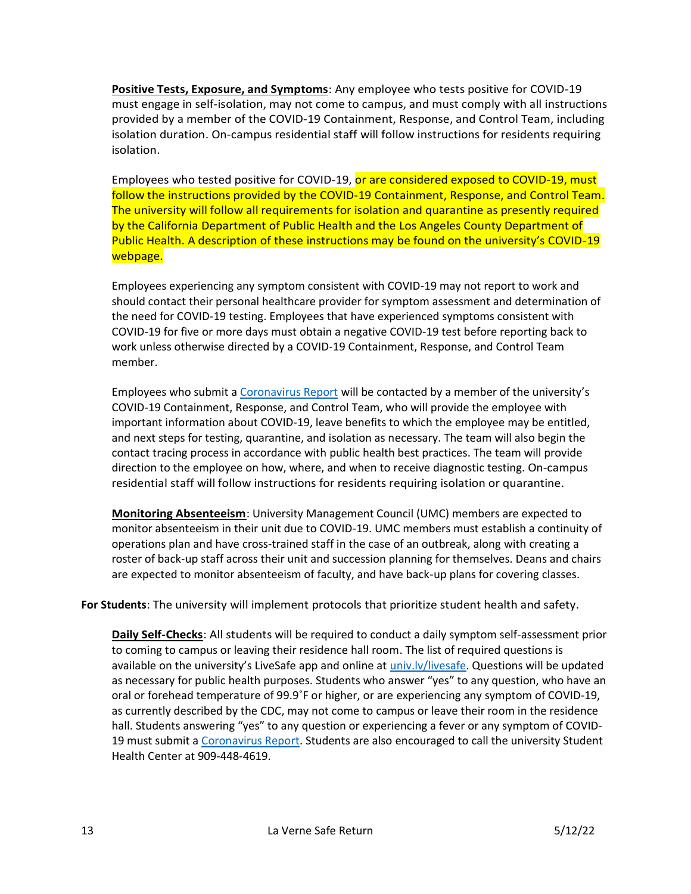**Positive Tests, Exposure, and Symptoms**: Any employee who tests positive for COVID-19 must engage in self-isolation, may not come to campus, and must comply with all instructions provided by a member of the COVID-19 Containment, Response, and Control Team, including isolation duration. On-campus residential staff will follow instructions for residents requiring isolation.

Employees who tested positive for COVID-19, or are considered exposed to COVID-19, must follow the instructions provided by the COVID-19 Containment, Response, and Control Team. The university will follow all requirements for isolation and quarantine as presently required by the California Department of Public Health and the Los Angeles County Department of Public Health. A description of these instructions may be found on the university's COVID-19 webpage.

Employees experiencing any symptom consistent with COVID-19 may not report to work and should contact their personal healthcare provider for symptom assessment and determination of the need for COVID-19 testing. Employees that have experienced symptoms consistent with COVID-19 for five or more days must obtain a negative COVID-19 test before reporting back to work unless otherwise directed by a COVID-19 Containment, Response, and Control Team member.

Employees who submit a Coronavirus Report will be contacted by a member of the university's COVID-19 Containment, Response, and Control Team, who will provide the employee with important information about COVID-19, leave benefits to which the employee may be entitled, and next steps for testing, quarantine, and isolation as necessary. The team will also begin the contact tracing process in accordance with public health best practices. The team will provide direction to the employee on how, where, and when to receive diagnostic testing. On-campus residential staff will follow instructions for residents requiring isolation or quarantine.

**Monitoring Absenteeism**: University Management Council (UMC) members are expected to monitor absenteeism in their unit due to COVID-19. UMC members must establish a continuity of operations plan and have cross-trained staff in the case of an outbreak, along with creating a roster of back-up staff across their unit and succession planning for themselves. Deans and chairs are expected to monitor absenteeism of faculty, and have back-up plans for covering classes.

**For Students**: The university will implement protocols that prioritize student health and safety.

**Daily Self-Checks**: All students will be required to conduct a daily symptom self-assessment prior to coming to campus or leaving their residence hall room. The list of required questions is available on the university's LiveSafe app and online at univ.lv/livesafe. Questions will be updated as necessary for public health purposes. Students who answer "yes" to any question, who have an oral or forehead temperature of 99.9˚F or higher, or are experiencing any symptom of COVID-19, as currently described by the CDC, may not come to campus or leave their room in the residence hall. Students answering "yes" to any question or experiencing a fever or any symptom of COVID-19 must submit a Coronavirus Report. Students are also encouraged to call the university Student Health Center at 909-448-4619.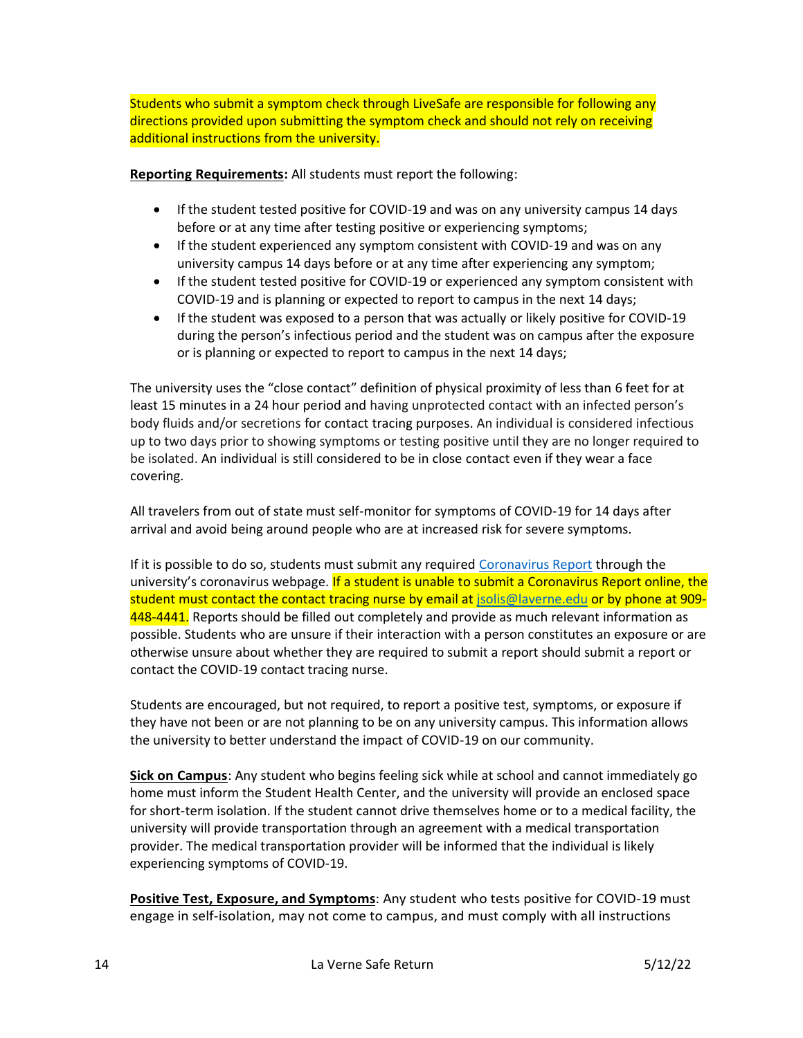Students who submit a symptom check through LiveSafe are responsible for following any directions provided upon submitting the symptom check and should not rely on receiving additional instructions from the university.

**Reporting Requirements:** All students must report the following:

- If the student tested positive for COVID-19 and was on any university campus 14 days before or at any time after testing positive or experiencing symptoms;
- If the student experienced any symptom consistent with COVID-19 and was on any university campus 14 days before or at any time after experiencing any symptom;
- If the student tested positive for COVID-19 or experienced any symptom consistent with COVID-19 and is planning or expected to report to campus in the next 14 days;
- If the student was exposed to a person that was actually or likely positive for COVID-19 during the person's infectious period and the student was on campus after the exposure or is planning or expected to report to campus in the next 14 days;

The university uses the "close contact" definition of physical proximity of less than 6 feet for at least 15 minutes in a 24 hour period and having unprotected contact with an infected person's body fluids and/or secretions for contact tracing purposes. An individual is considered infectious up to two days prior to showing symptoms or testing positive until they are no longer required to be isolated. An individual is still considered to be in close contact even if they wear a face covering.

All travelers from out of state must self-monitor for symptoms of COVID-19 for 14 days after arrival and avoid being around people who are at increased risk for severe symptoms.

If it is possible to do so, students must submit any required Coronavirus Report through the university's coronavirus webpage. If a student is unable to submit a Coronavirus Report online, the student must contact the contact tracing nurse by email at jsolis@laverne.edu or by phone at 909-448-4441. Reports should be filled out completely and provide as much relevant information as possible. Students who are unsure if their interaction with a person constitutes an exposure or are otherwise unsure about whether they are required to submit a report should submit a report or contact the COVID-19 contact tracing nurse.

Students are encouraged, but not required, to report a positive test, symptoms, or exposure if they have not been or are not planning to be on any university campus. This information allows the university to better understand the impact of COVID-19 on our community.

**Sick on Campus**: Any student who begins feeling sick while at school and cannot immediately go home must inform the Student Health Center, and the university will provide an enclosed space for short-term isolation. If the student cannot drive themselves home or to a medical facility, the university will provide transportation through an agreement with a medical transportation provider. The medical transportation provider will be informed that the individual is likely experiencing symptoms of COVID-19.

**Positive Test, Exposure, and Symptoms**: Any student who tests positive for COVID-19 must engage in self-isolation, may not come to campus, and must comply with all instructions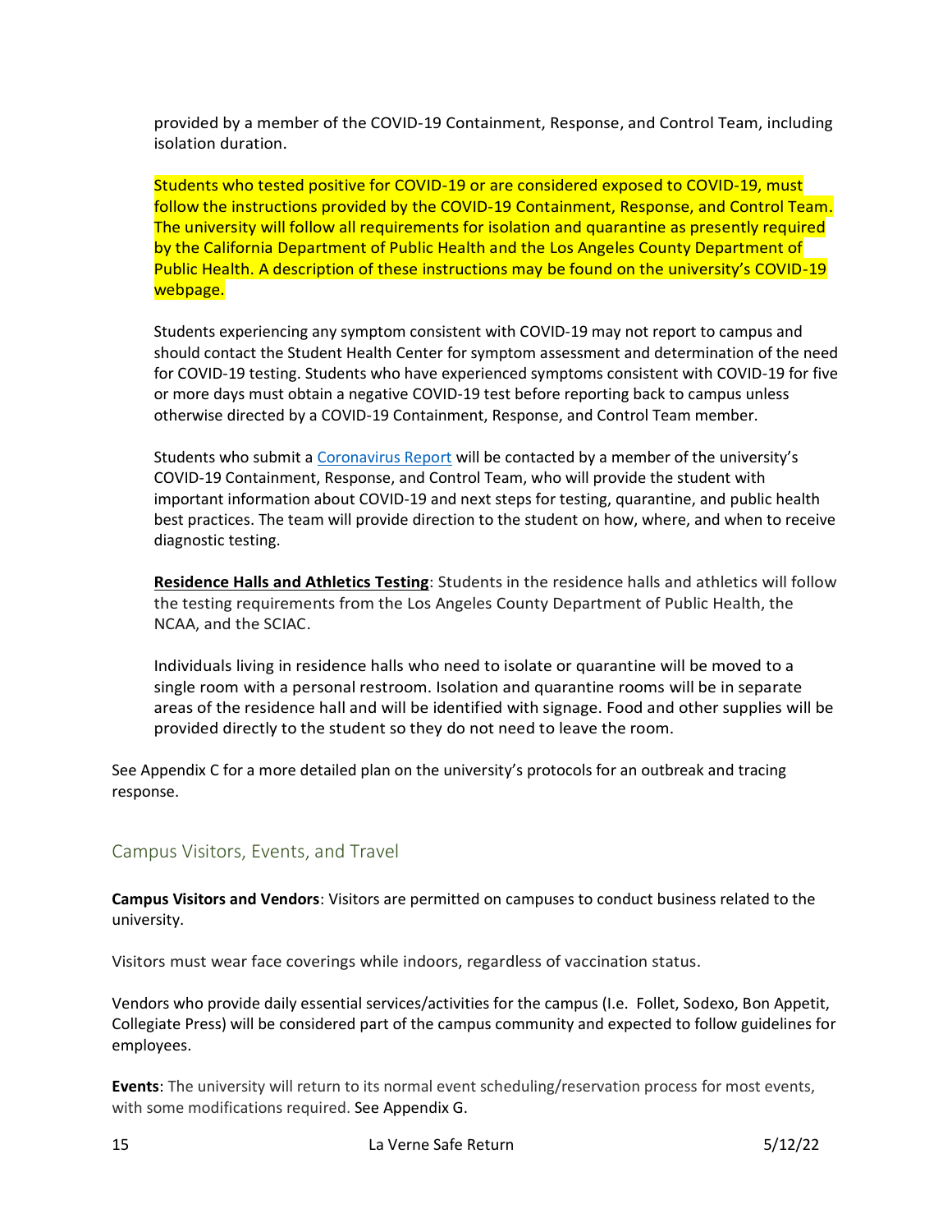provided by a member of the COVID-19 Containment, Response, and Control Team, including isolation duration.

Students who tested positive for COVID-19 or are considered exposed to COVID-19, must follow the instructions provided by the COVID-19 Containment, Response, and Control Team. The university will follow all requirements for isolation and quarantine as presently required by the California Department of Public Health and the Los Angeles County Department of Public Health. A description of these instructions may be found on the university's COVID-19 webpage.

Students experiencing any symptom consistent with COVID-19 may not report to campus and should contact the Student Health Center for symptom assessment and determination of the need for COVID-19 testing. Students who have experienced symptoms consistent with COVID-19 for five or more days must obtain a negative COVID-19 test before reporting back to campus unless otherwise directed by a COVID-19 Containment, Response, and Control Team member.

Students who submit a Coronavirus Report will be contacted by a member of the university's COVID-19 Containment, Response, and Control Team, who will provide the student with important information about COVID-19 and next steps for testing, quarantine, and public health best practices. The team will provide direction to the student on how, where, and when to receive diagnostic testing.

**Residence Halls and Athletics Testing**: Students in the residence halls and athletics will follow the testing requirements from the Los Angeles County Department of Public Health, the NCAA, and the SCIAC.

Individuals living in residence halls who need to isolate or quarantine will be moved to a single room with a personal restroom. Isolation and quarantine rooms will be in separate areas of the residence hall and will be identified with signage. Food and other supplies will be provided directly to the student so they do not need to leave the room.

See Appendix C for a more detailed plan on the university's protocols for an outbreak and tracing response.

## Campus Visitors, Events, and Travel

**Campus Visitors and Vendors**: Visitors are permitted on campuses to conduct business related to the university.

Visitors must wear face coverings while indoors, regardless of vaccination status.

Vendors who provide daily essential services/activities for the campus (I.e. Follet, Sodexo, Bon Appetit, Collegiate Press) will be considered part of the campus community and expected to follow guidelines for employees.

**Events**: The university will return to its normal event scheduling/reservation process for most events, with some modifications required. See Appendix G.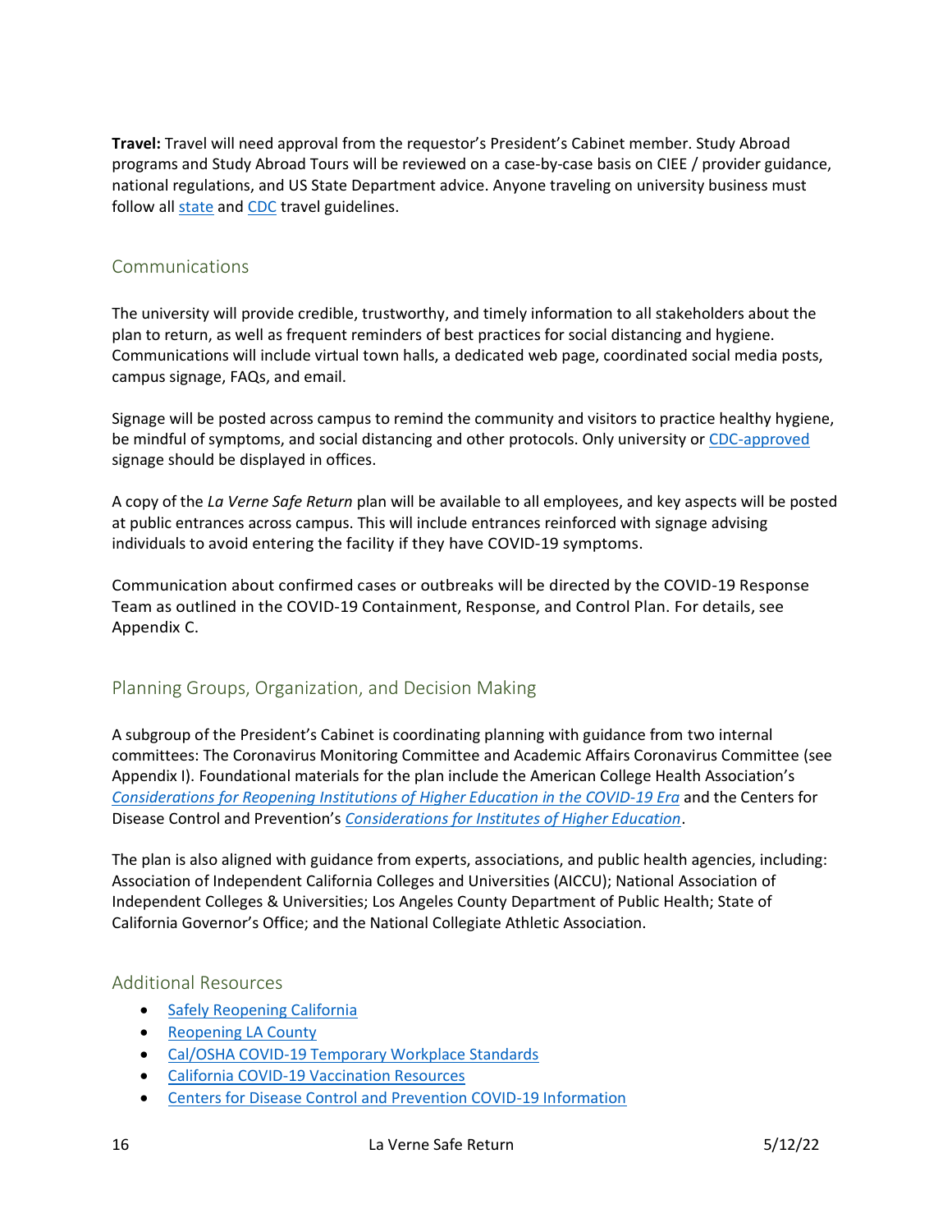**Travel:** Travel will need approval from the requestor's President's Cabinet member. Study Abroad programs and Study Abroad Tours will be reviewed on a case-by-case basis on CIEE / provider guidance, national regulations, and US State Department advice. Anyone traveling on university business must follow all state and CDC travel guidelines.

## Communications

The university will provide credible, trustworthy, and timely information to all stakeholders about the plan to return, as well as frequent reminders of best practices for social distancing and hygiene. Communications will include virtual town halls, a dedicated web page, coordinated social media posts, campus signage, FAQs, and email.

Signage will be posted across campus to remind the community and visitors to practice healthy hygiene, be mindful of symptoms, and social distancing and other protocols. Only university or CDC-approved signage should be displayed in offices.

A copy of the *La Verne Safe Return* plan will be available to all employees, and key aspects will be posted at public entrances across campus. This will include entrances reinforced with signage advising individuals to avoid entering the facility if they have COVID-19 symptoms.

Communication about confirmed cases or outbreaks will be directed by the COVID-19 Response Team as outlined in the COVID-19 Containment, Response, and Control Plan. For details, see Appendix C.

## Planning Groups, Organization, and Decision Making

A subgroup of the President's Cabinet is coordinating planning with guidance from two internal committees: The Coronavirus Monitoring Committee and Academic Affairs Coronavirus Committee (see Appendix I). Foundational materials for the plan include the American College Health Association's *Considerations for Reopening Institutions of Higher Education in the COVID-19 Era* and the Centers for Disease Control and Prevention's *Considerations for Institutes of Higher Education*.

The plan is also aligned with guidance from experts, associations, and public health agencies, including: Association of Independent California Colleges and Universities (AICCU); National Association of Independent Colleges & Universities; Los Angeles County Department of Public Health; State of California Governor's Office; and the National Collegiate Athletic Association.

## Additional Resources

- Safely Reopening California
- Reopening LA County
- Cal/OSHA COVID-19 Temporary Workplace Standards
- California COVID-19 Vaccination Resources
- Centers for Disease Control and Prevention COVID-19 Information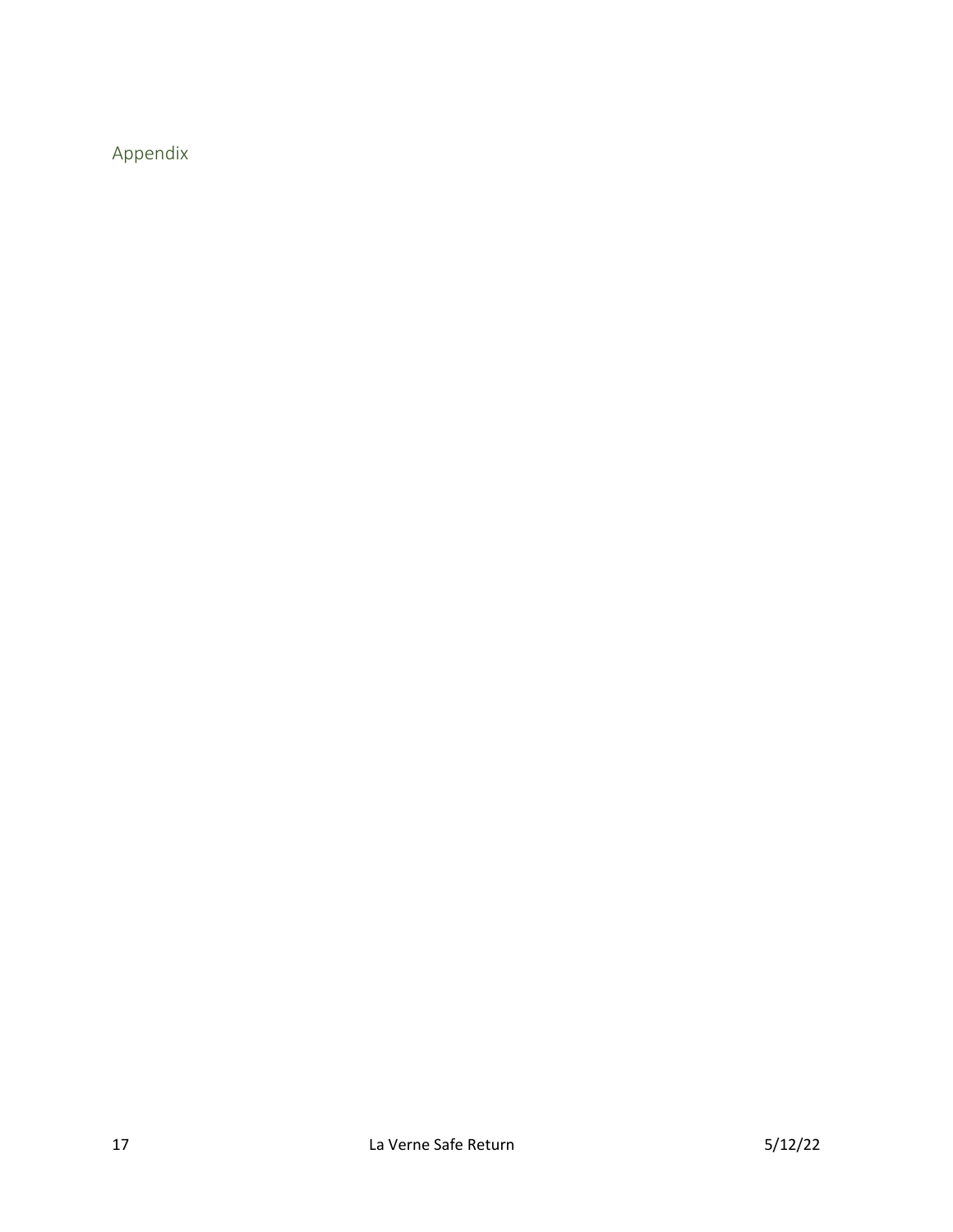## Appendix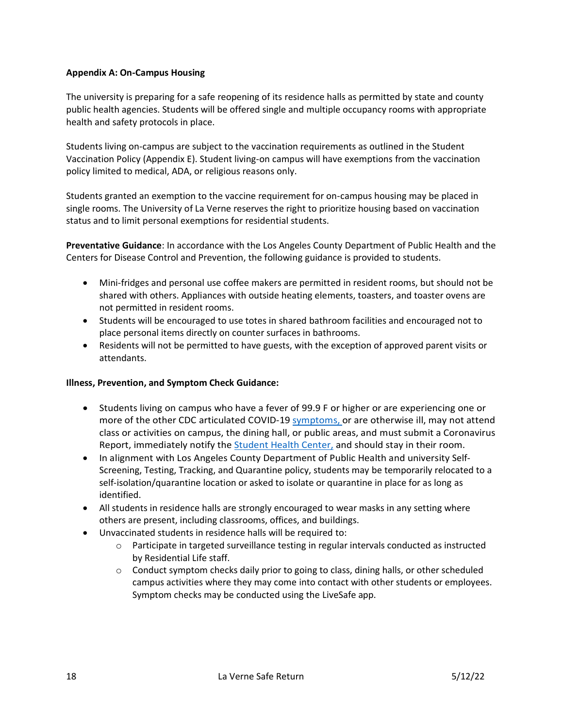**Appendix A: On-Campus Housing**

The university is preparing for a safe reopening of its residence halls as permitted by state and county public health agencies. Students will be offered single and multiple occupancy rooms with appropriate health and safety protocols in place.

Students living on-campus are subject to the vaccination requirements as outlined in the Student Vaccination Policy (Appendix E). Student living-on campus will have exemptions from the vaccination policy limited to medical, ADA, or religious reasons only.

Students granted an exemption to the vaccine requirement for on-campus housing may be placed in single rooms. The University of La Verne reserves the right to prioritize housing based on vaccination status and to limit personal exemptions for residential students.

**Preventative Guidance**: In accordance with the Los Angeles County Department of Public Health and the Centers for Disease Control and Prevention, the following guidance is provided to students.

- Mini-fridges and personal use coffee makers are permitted in resident rooms, but should not be shared with others. Appliances with outside heating elements, toasters, and toaster ovens are not permitted in resident rooms.
- Students will be encouraged to use totes in shared bathroom facilities and encouraged not to place personal items directly on counter surfaces in bathrooms.
- Residents will not be permitted to have guests, with the exception of approved parent visits or attendants.

**Illness, Prevention, and Symptom Check Guidance:**

- Students living on campus who have a fever of 99.9 F or higher or are experiencing one or more of the other CDC articulated COVID-19 symptoms, or are otherwise ill, may not attend class or activities on campus, the dining hall, or public areas, and must submit a Coronavirus Report, immediately notify the Student Health Center, and should stay in their room.
- In alignment with Los Angeles County Department of Public Health and university Self-Screening, Testing, Tracking, and Quarantine policy, students may be temporarily relocated to a self-isolation/quarantine location or asked to isolate or quarantine in place for as long as identified.
- All students in residence halls are strongly encouraged to wear masks in any setting where others are present, including classrooms, offices, and buildings.
- Unvaccinated students in residence halls will be required to:
  - Participate in targeted surveillance testing in regular intervals conducted as instructed by Residential Life staff.
  - Conduct symptom checks daily prior to going to class, dining halls, or other scheduled campus activities where they may come into contact with other students or employees. Symptom checks may be conducted using the LiveSafe app.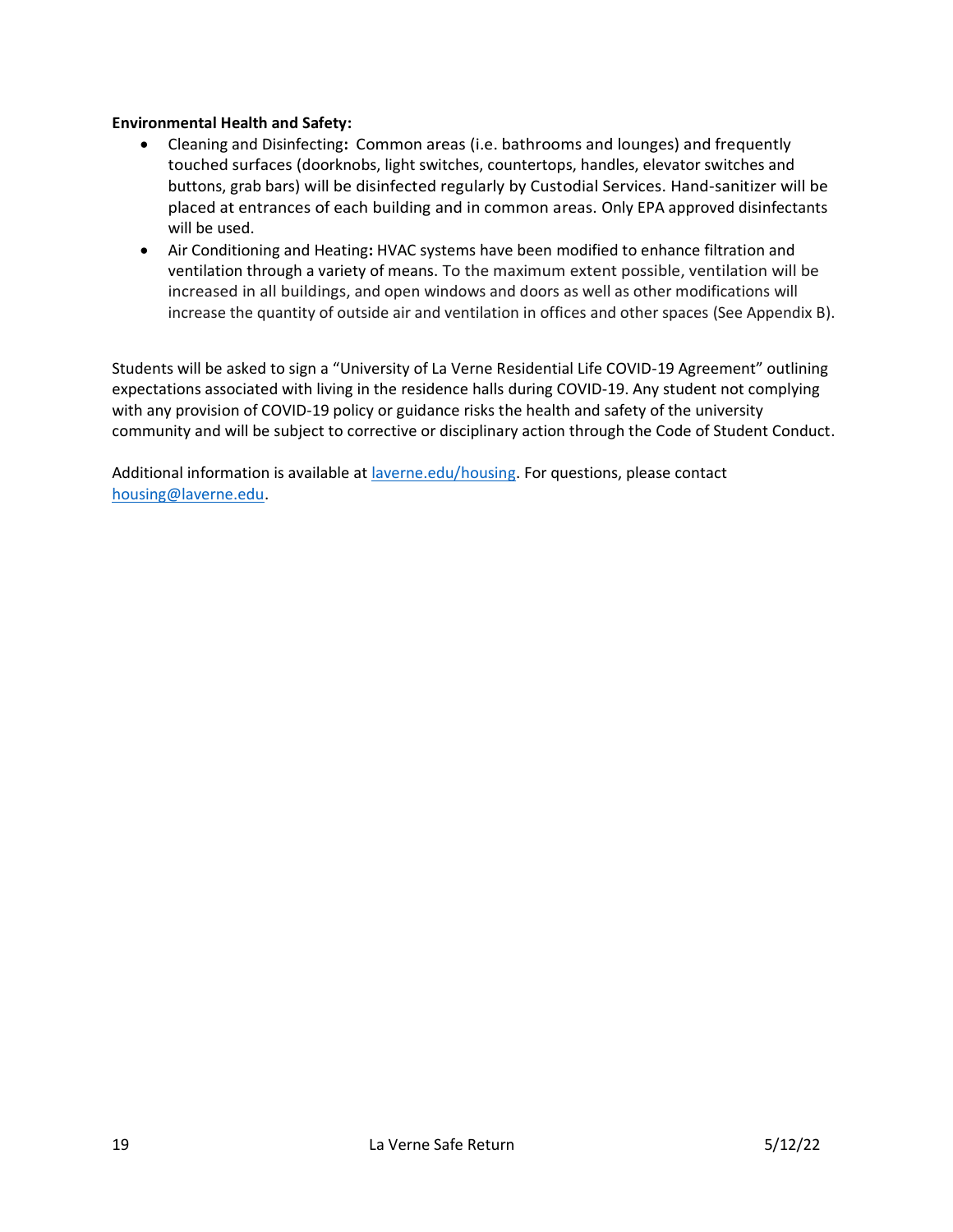**Environmental Health and Safety:**

- Cleaning and Disinfecting**:** Common areas (i.e. bathrooms and lounges) and frequently touched surfaces (doorknobs, light switches, countertops, handles, elevator switches and buttons, grab bars) will be disinfected regularly by Custodial Services. Hand-sanitizer will be placed at entrances of each building and in common areas. Only EPA approved disinfectants will be used.
- Air Conditioning and Heating**:** HVAC systems have been modified to enhance filtration and ventilation through a variety of means. To the maximum extent possible, ventilation will be increased in all buildings, and open windows and doors as well as other modifications will increase the quantity of outside air and ventilation in offices and other spaces (See Appendix B).

Students will be asked to sign a "University of La Verne Residential Life COVID-19 Agreement" outlining expectations associated with living in the residence halls during COVID-19. Any student not complying with any provision of COVID-19 policy or guidance risks the health and safety of the university community and will be subject to corrective or disciplinary action through the Code of Student Conduct.

Additional information is available at [laverne.edu/housing](laverne.edu/housing). For questions, please contact [housing@laverne.edu](mailto:housing@laverne.edu).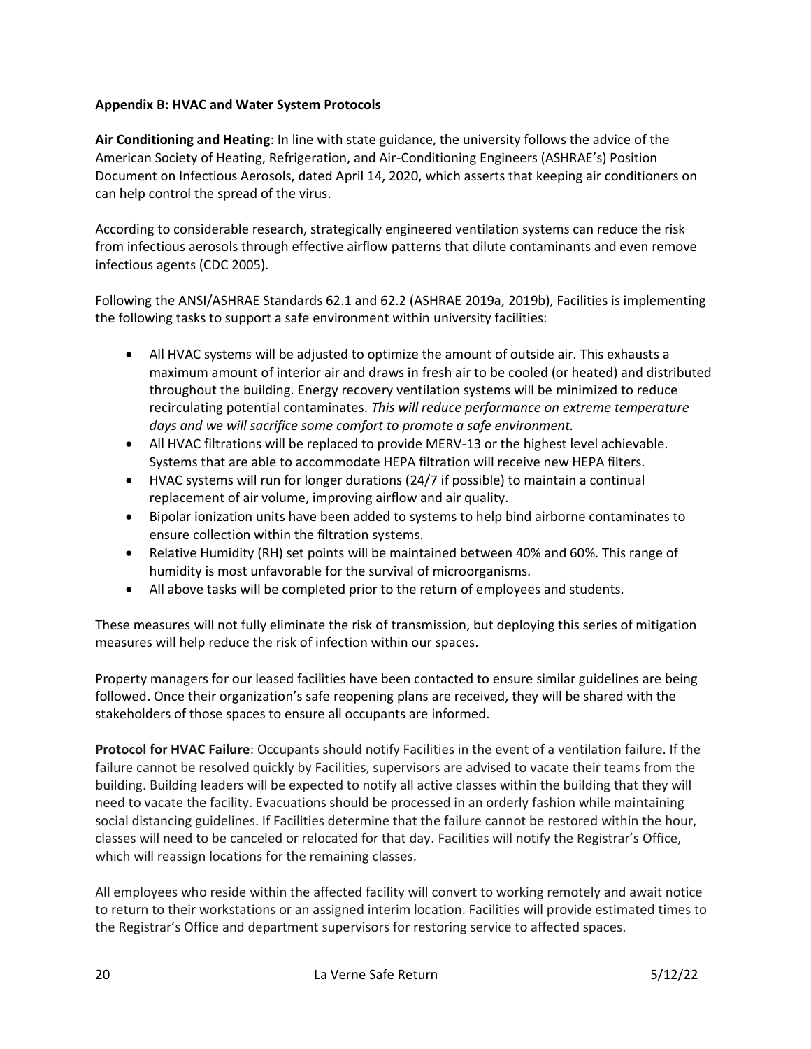**Appendix B: HVAC and Water System Protocols**

**Air Conditioning and Heating**: In line with state guidance, the university follows the advice of the American Society of Heating, Refrigeration, and Air-Conditioning Engineers (ASHRAE's) Position Document on Infectious Aerosols, dated April 14, 2020, which asserts that keeping air conditioners on can help control the spread of the virus.

According to considerable research, strategically engineered ventilation systems can reduce the risk from infectious aerosols through effective airflow patterns that dilute contaminants and even remove infectious agents (CDC 2005).

Following the ANSI/ASHRAE Standards 62.1 and 62.2 (ASHRAE 2019a, 2019b), Facilities is implementing the following tasks to support a safe environment within university facilities:

- All HVAC systems will be adjusted to optimize the amount of outside air. This exhausts a maximum amount of interior air and draws in fresh air to be cooled (or heated) and distributed throughout the building. Energy recovery ventilation systems will be minimized to reduce recirculating potential contaminates. *This will reduce performance on extreme temperature days and we will sacrifice some comfort to promote a safe environment.*
- All HVAC filtrations will be replaced to provide MERV-13 or the highest level achievable. Systems that are able to accommodate HEPA filtration will receive new HEPA filters.
- HVAC systems will run for longer durations (24/7 if possible) to maintain a continual replacement of air volume, improving airflow and air quality.
- Bipolar ionization units have been added to systems to help bind airborne contaminates to ensure collection within the filtration systems.
- Relative Humidity (RH) set points will be maintained between 40% and 60%. This range of humidity is most unfavorable for the survival of microorganisms.
- All above tasks will be completed prior to the return of employees and students.

These measures will not fully eliminate the risk of transmission, but deploying this series of mitigation measures will help reduce the risk of infection within our spaces.

Property managers for our leased facilities have been contacted to ensure similar guidelines are being followed. Once their organization's safe reopening plans are received, they will be shared with the stakeholders of those spaces to ensure all occupants are informed.

**Protocol for HVAC Failure**: Occupants should notify Facilities in the event of a ventilation failure. If the failure cannot be resolved quickly by Facilities, supervisors are advised to vacate their teams from the building. Building leaders will be expected to notify all active classes within the building that they will need to vacate the facility. Evacuations should be processed in an orderly fashion while maintaining social distancing guidelines. If Facilities determine that the failure cannot be restored within the hour, classes will need to be canceled or relocated for that day. Facilities will notify the Registrar's Office, which will reassign locations for the remaining classes.

All employees who reside within the affected facility will convert to working remotely and await notice to return to their workstations or an assigned interim location. Facilities will provide estimated times to the Registrar's Office and department supervisors for restoring service to affected spaces.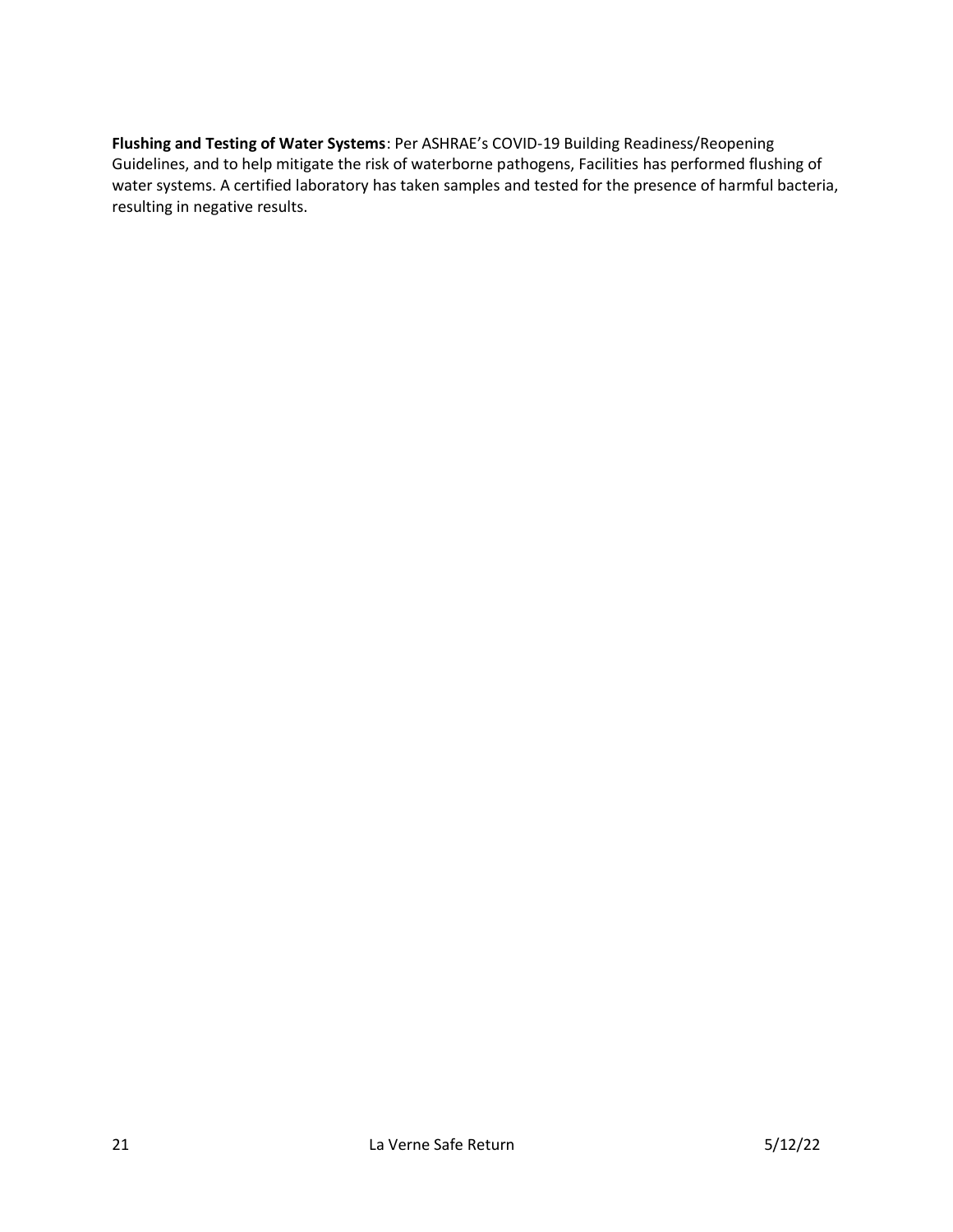**Flushing and Testing of Water Systems**: Per ASHRAE's COVID-19 Building Readiness/Reopening Guidelines, and to help mitigate the risk of waterborne pathogens, Facilities has performed flushing of water systems. A certified laboratory has taken samples and tested for the presence of harmful bacteria, resulting in negative results.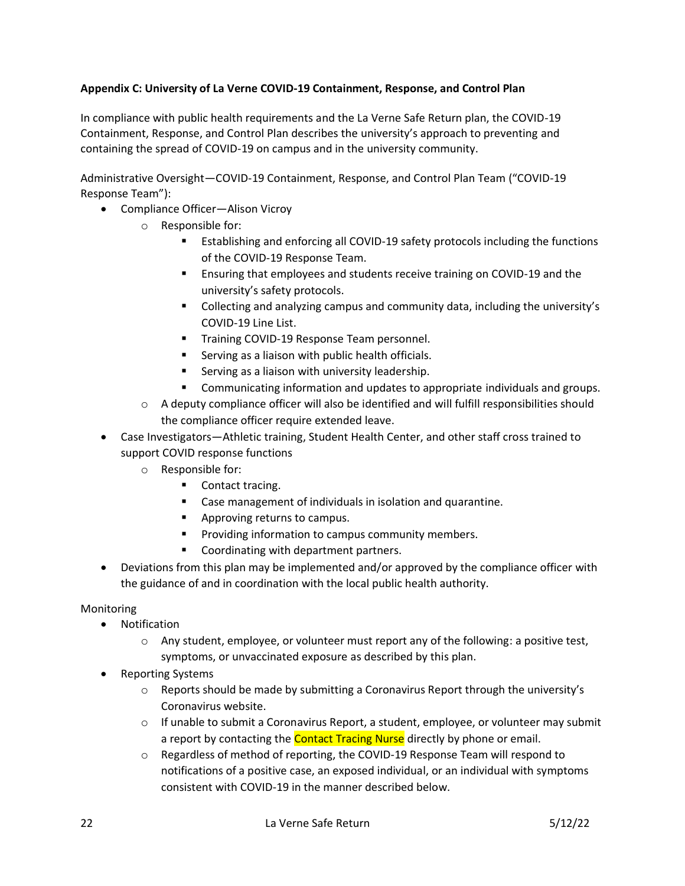**Appendix C: University of La Verne COVID-19 Containment, Response, and Control Plan**

In compliance with public health requirements and the La Verne Safe Return plan, the COVID-19 Containment, Response, and Control Plan describes the university's approach to preventing and containing the spread of COVID-19 on campus and in the university community.

Administrative Oversight—COVID-19 Containment, Response, and Control Plan Team ("COVID-19 Response Team"):

- Compliance Officer—Alison Vicroy
  - Responsible for:
    - Establishing and enforcing all COVID-19 safety protocols including the functions of the COVID-19 Response Team.
    - Ensuring that employees and students receive training on COVID-19 and the university's safety protocols.
    - Collecting and analyzing campus and community data, including the university's COVID-19 Line List.
    - Training COVID-19 Response Team personnel.
    - Serving as a liaison with public health officials.
    - Serving as a liaison with university leadership.
    - Communicating information and updates to appropriate individuals and groups.
  - A deputy compliance officer will also be identified and will fulfill responsibilities should the compliance officer require extended leave.
- Case Investigators—Athletic training, Student Health Center, and other staff cross trained to support COVID response functions
  - Responsible for:
    - Contact tracing.
    - Case management of individuals in isolation and quarantine.
    - Approving returns to campus.
    - Providing information to campus community members.
    - Coordinating with department partners.
- Deviations from this plan may be implemented and/or approved by the compliance officer with the guidance of and in coordination with the local public health authority.

Monitoring

- Notification
  - Any student, employee, or volunteer must report any of the following: a positive test, symptoms, or unvaccinated exposure as described by this plan.
- Reporting Systems
  - Reports should be made by submitting a Coronavirus Report through the university's Coronavirus website.
  - If unable to submit a Coronavirus Report, a student, employee, or volunteer may submit a report by contacting the Contact Tracing Nurse directly by phone or email.
  - Regardless of method of reporting, the COVID-19 Response Team will respond to notifications of a positive case, an exposed individual, or an individual with symptoms consistent with COVID-19 in the manner described below.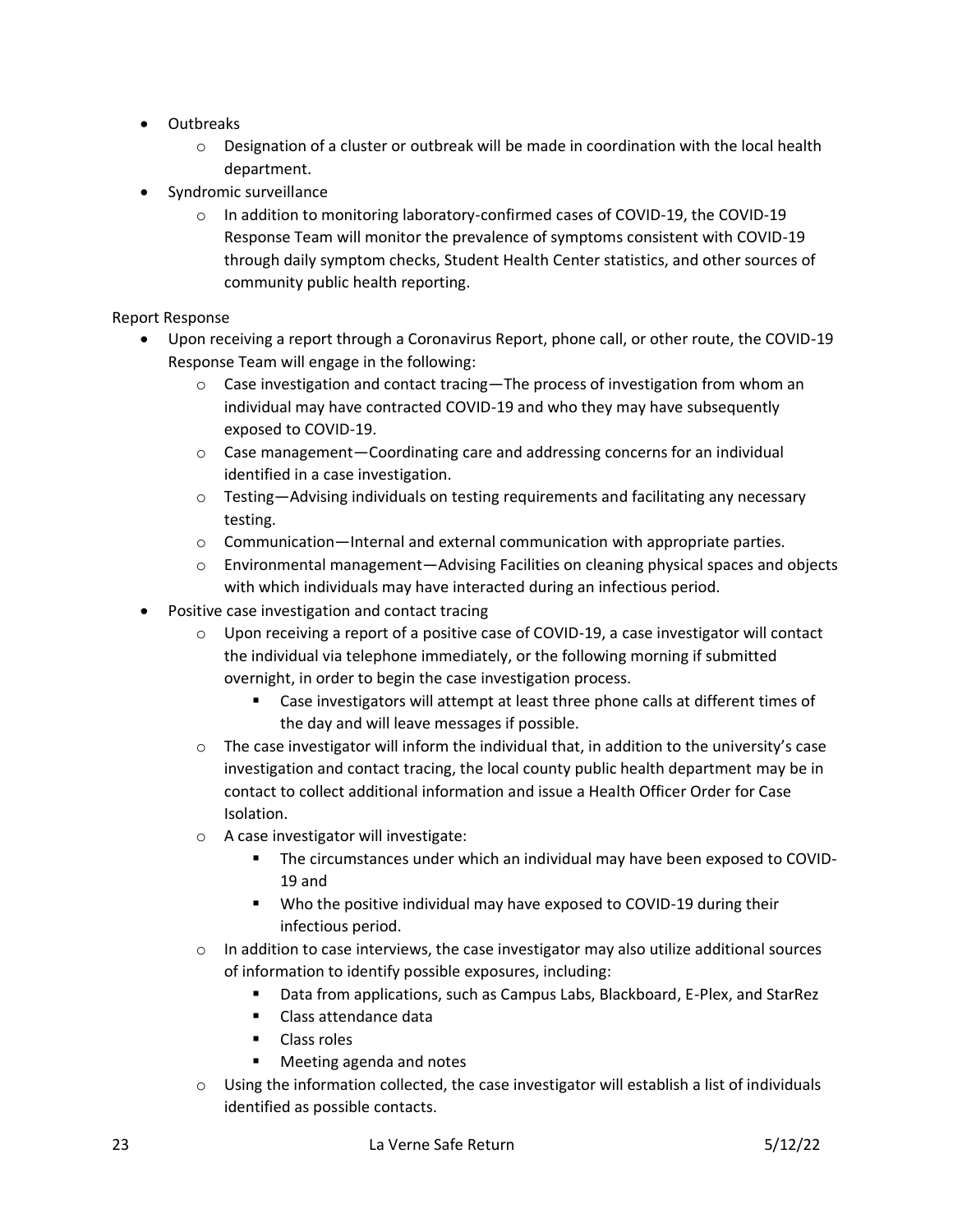- Outbreaks
  - Designation of a cluster or outbreak will be made in coordination with the local health department.
- Syndromic surveillance
  - In addition to monitoring laboratory-confirmed cases of COVID-19, the COVID-19 Response Team will monitor the prevalence of symptoms consistent with COVID-19 through daily symptom checks, Student Health Center statistics, and other sources of community public health reporting.

Report Response

- Upon receiving a report through a Coronavirus Report, phone call, or other route, the COVID-19 Response Team will engage in the following:
  - Case investigation and contact tracing—The process of investigation from whom an individual may have contracted COVID-19 and who they may have subsequently exposed to COVID-19.
  - Case management—Coordinating care and addressing concerns for an individual identified in a case investigation.
  - Testing—Advising individuals on testing requirements and facilitating any necessary testing.
  - Communication—Internal and external communication with appropriate parties.
  - Environmental management—Advising Facilities on cleaning physical spaces and objects with which individuals may have interacted during an infectious period.
- Positive case investigation and contact tracing
  - Upon receiving a report of a positive case of COVID-19, a case investigator will contact the individual via telephone immediately, or the following morning if submitted overnight, in order to begin the case investigation process.
    - Case investigators will attempt at least three phone calls at different times of the day and will leave messages if possible.
  - The case investigator will inform the individual that, in addition to the university's case investigation and contact tracing, the local county public health department may be in contact to collect additional information and issue a Health Officer Order for Case Isolation.
  - A case investigator will investigate:
    - The circumstances under which an individual may have been exposed to COVID-19 and
    - Who the positive individual may have exposed to COVID-19 during their infectious period.
  - In addition to case interviews, the case investigator may also utilize additional sources of information to identify possible exposures, including:
    - Data from applications, such as Campus Labs, Blackboard, E-Plex, and StarRez
    - Class attendance data
    - Class roles
    - Meeting agenda and notes
  - Using the information collected, the case investigator will establish a list of individuals identified as possible contacts.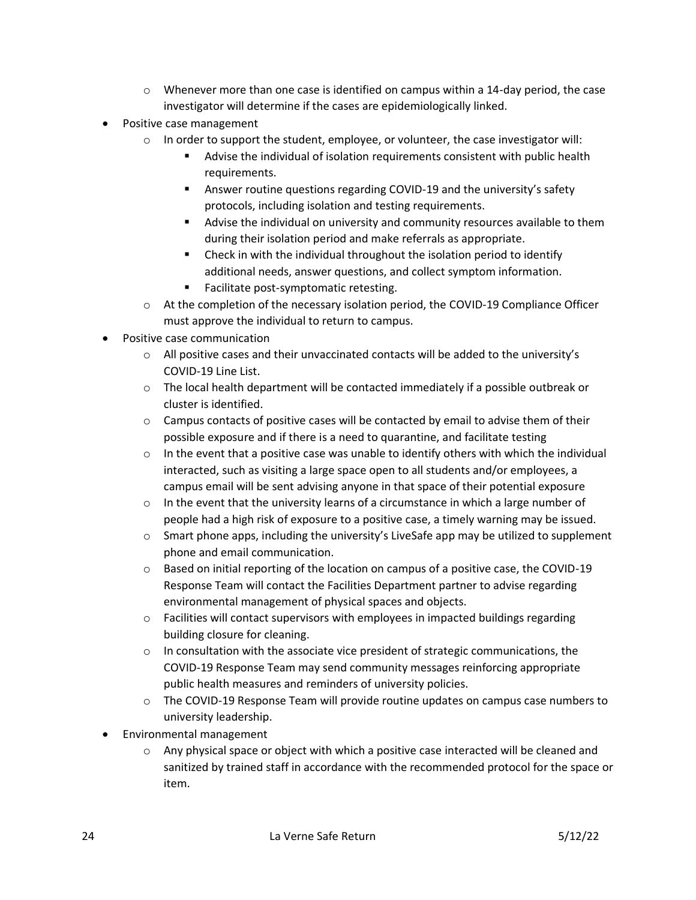- Whenever more than one case is identified on campus within a 14-day period, the case investigator will determine if the cases are epidemiologically linked.
- Positive case management
  - In order to support the student, employee, or volunteer, the case investigator will:
    - Advise the individual of isolation requirements consistent with public health requirements.
    - Answer routine questions regarding COVID-19 and the university's safety protocols, including isolation and testing requirements.
    - Advise the individual on university and community resources available to them during their isolation period and make referrals as appropriate.
    - Check in with the individual throughout the isolation period to identify additional needs, answer questions, and collect symptom information.
    - Facilitate post-symptomatic retesting.
  - At the completion of the necessary isolation period, the COVID-19 Compliance Officer must approve the individual to return to campus.
- Positive case communication
  - All positive cases and their unvaccinated contacts will be added to the university's COVID-19 Line List.
  - The local health department will be contacted immediately if a possible outbreak or cluster is identified.
  - Campus contacts of positive cases will be contacted by email to advise them of their possible exposure and if there is a need to quarantine, and facilitate testing
  - In the event that a positive case was unable to identify others with which the individual interacted, such as visiting a large space open to all students and/or employees, a campus email will be sent advising anyone in that space of their potential exposure
  - In the event that the university learns of a circumstance in which a large number of people had a high risk of exposure to a positive case, a timely warning may be issued.
  - Smart phone apps, including the university's LiveSafe app may be utilized to supplement phone and email communication.
  - Based on initial reporting of the location on campus of a positive case, the COVID-19 Response Team will contact the Facilities Department partner to advise regarding environmental management of physical spaces and objects.
  - Facilities will contact supervisors with employees in impacted buildings regarding building closure for cleaning.
  - In consultation with the associate vice president of strategic communications, the COVID-19 Response Team may send community messages reinforcing appropriate public health measures and reminders of university policies.
  - The COVID-19 Response Team will provide routine updates on campus case numbers to university leadership.
- Environmental management
  - Any physical space or object with which a positive case interacted will be cleaned and sanitized by trained staff in accordance with the recommended protocol for the space or item.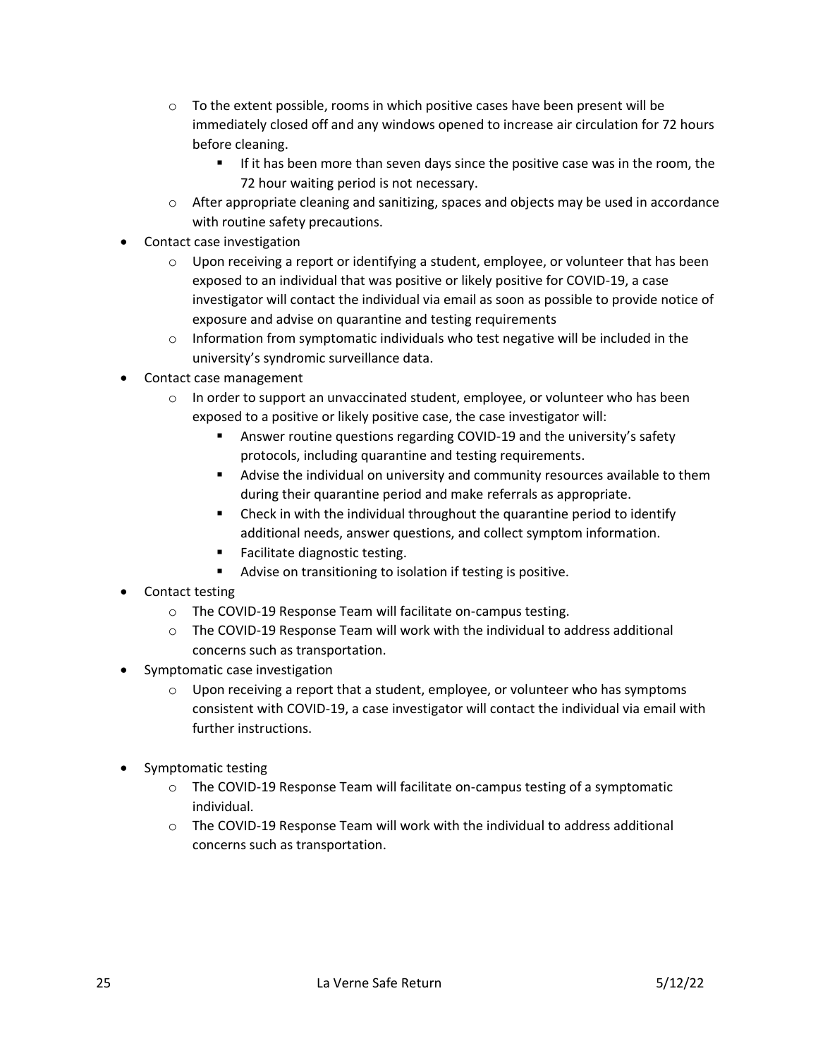- To the extent possible, rooms in which positive cases have been present will be immediately closed off and any windows opened to increase air circulation for 72 hours before cleaning.
    - If it has been more than seven days since the positive case was in the room, the 72 hour waiting period is not necessary.
  - After appropriate cleaning and sanitizing, spaces and objects may be used in accordance with routine safety precautions.
- Contact case investigation
  - Upon receiving a report or identifying a student, employee, or volunteer that has been exposed to an individual that was positive or likely positive for COVID-19, a case investigator will contact the individual via email as soon as possible to provide notice of exposure and advise on quarantine and testing requirements
  - Information from symptomatic individuals who test negative will be included in the university's syndromic surveillance data.
- Contact case management
  - In order to support an unvaccinated student, employee, or volunteer who has been exposed to a positive or likely positive case, the case investigator will:
    - Answer routine questions regarding COVID-19 and the university's safety protocols, including quarantine and testing requirements.
    - Advise the individual on university and community resources available to them during their quarantine period and make referrals as appropriate.
    - Check in with the individual throughout the quarantine period to identify additional needs, answer questions, and collect symptom information.
    - Facilitate diagnostic testing.
    - Advise on transitioning to isolation if testing is positive.
- Contact testing
  - The COVID-19 Response Team will facilitate on-campus testing.
  - The COVID-19 Response Team will work with the individual to address additional concerns such as transportation.
- Symptomatic case investigation
  - Upon receiving a report that a student, employee, or volunteer who has symptoms consistent with COVID-19, a case investigator will contact the individual via email with further instructions.
- Symptomatic testing
  - The COVID-19 Response Team will facilitate on-campus testing of a symptomatic individual.
  - The COVID-19 Response Team will work with the individual to address additional concerns such as transportation.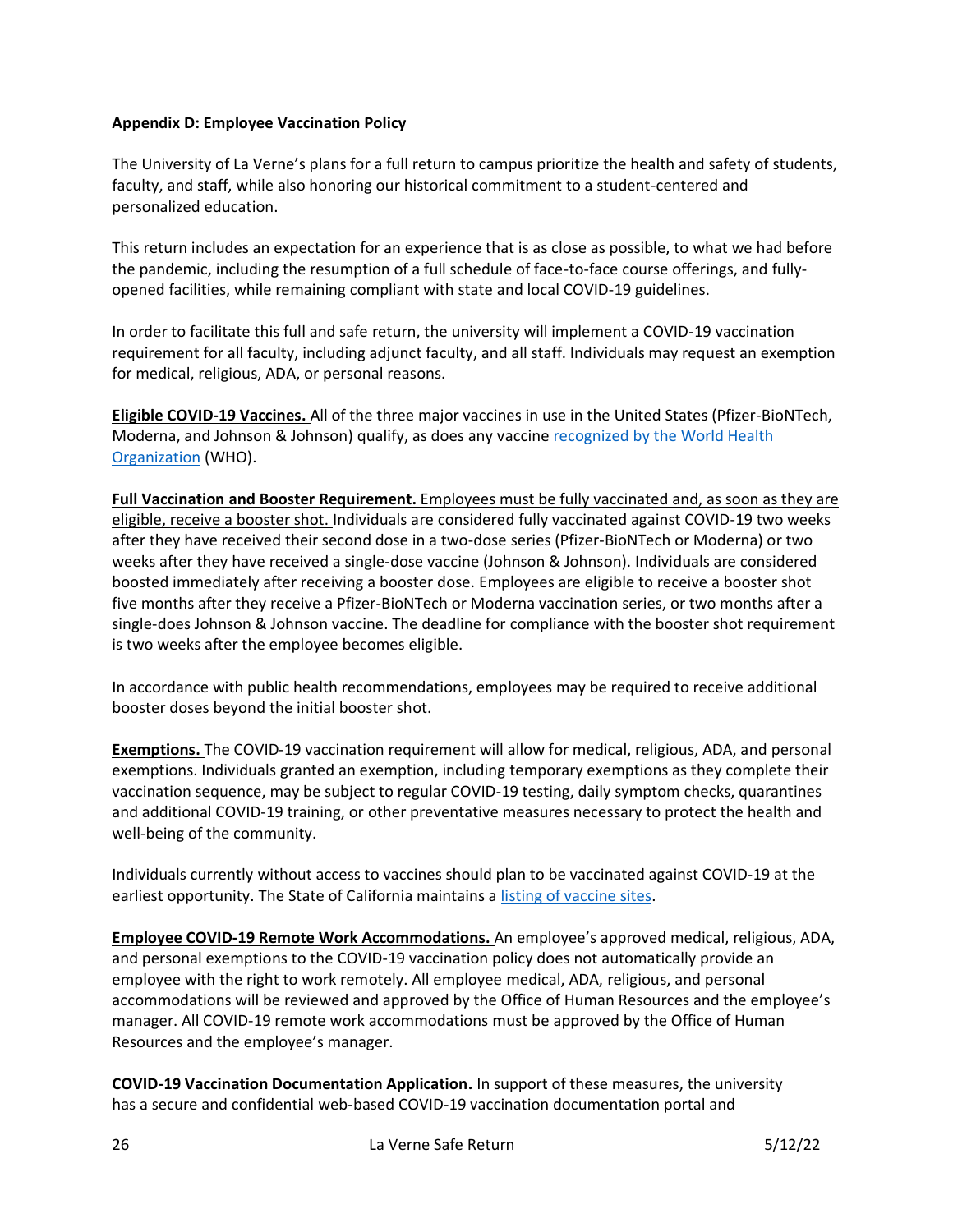**Appendix D: Employee Vaccination Policy**

The University of La Verne's plans for a full return to campus prioritize the health and safety of students, faculty, and staff, while also honoring our historical commitment to a student-centered and personalized education.

This return includes an expectation for an experience that is as close as possible, to what we had before the pandemic, including the resumption of a full schedule of face-to-face course offerings, and fully-opened facilities, while remaining compliant with state and local COVID-19 guidelines.

In order to facilitate this full and safe return, the university will implement a COVID-19 vaccination requirement for all faculty, including adjunct faculty, and all staff. Individuals may request an exemption for medical, religious, ADA, or personal reasons.

**Eligible COVID-19 Vaccines.** All of the three major vaccines in use in the United States (Pfizer-BioNTech, Moderna, and Johnson & Johnson) qualify, as does any vaccine [recognized by the World Health Organization](recognized by the World Health Organization) (WHO).

**Full Vaccination and Booster Requirement.** Employees must be fully vaccinated and, as soon as they are eligible, receive a booster shot. Individuals are considered fully vaccinated against COVID-19 two weeks after they have received their second dose in a two-dose series (Pfizer-BioNTech or Moderna) or two weeks after they have received a single-dose vaccine (Johnson & Johnson). Individuals are considered boosted immediately after receiving a booster dose. Employees are eligible to receive a booster shot five months after they receive a Pfizer-BioNTech or Moderna vaccination series, or two months after a single-does Johnson & Johnson vaccine. The deadline for compliance with the booster shot requirement is two weeks after the employee becomes eligible.

In accordance with public health recommendations, employees may be required to receive additional booster doses beyond the initial booster shot.

**Exemptions.** The COVID-19 vaccination requirement will allow for medical, religious, ADA, and personal exemptions. Individuals granted an exemption, including temporary exemptions as they complete their vaccination sequence, may be subject to regular COVID-19 testing, daily symptom checks, quarantines and additional COVID-19 training, or other preventative measures necessary to protect the health and well-being of the community.

Individuals currently without access to vaccines should plan to be vaccinated against COVID-19 at the earliest opportunity. The State of California maintains a listing of vaccine sites.

**Employee COVID-19 Remote Work Accommodations.** An employee's approved medical, religious, ADA, and personal exemptions to the COVID-19 vaccination policy does not automatically provide an employee with the right to work remotely. All employee medical, ADA, religious, and personal accommodations will be reviewed and approved by the Office of Human Resources and the employee's manager. All COVID-19 remote work accommodations must be approved by the Office of Human Resources and the employee's manager.

**COVID-19 Vaccination Documentation Application.** In support of these measures, the university has a secure and confidential web-based COVID-19 vaccination documentation portal and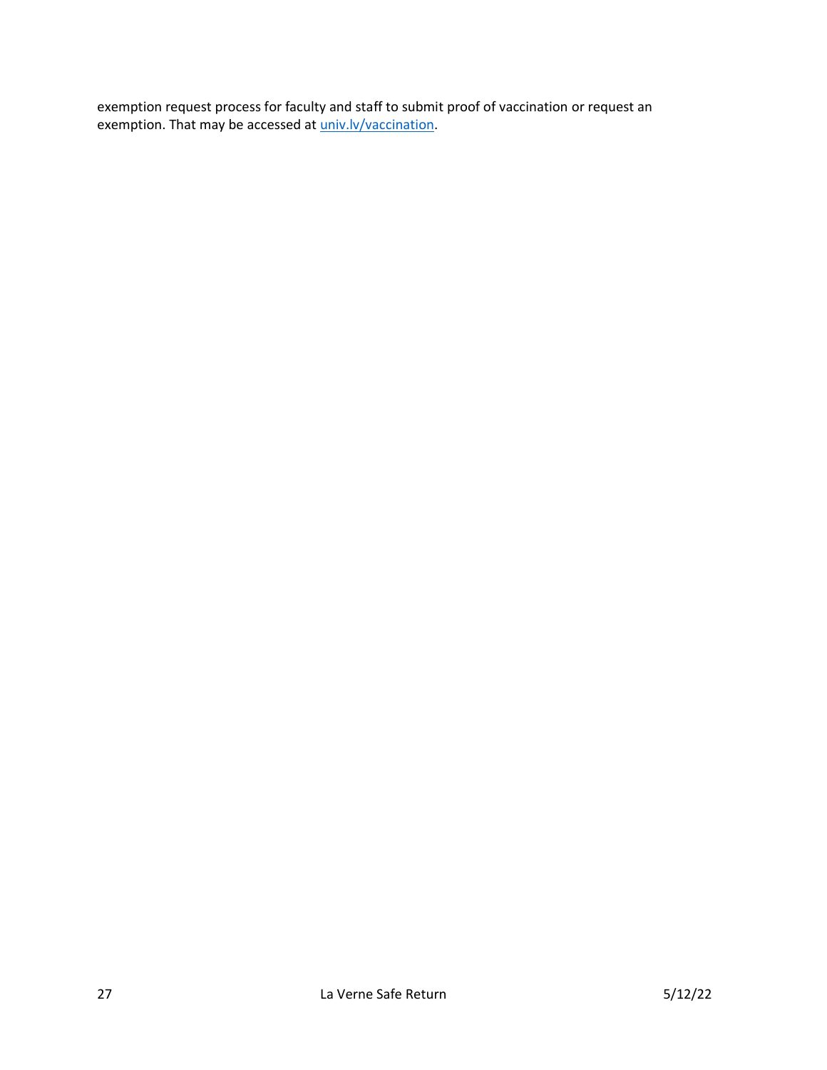exemption request process for faculty and staff to submit proof of vaccination or request an exemption. That may be accessed at [univ.lv/vaccination](univ.lv/vaccination).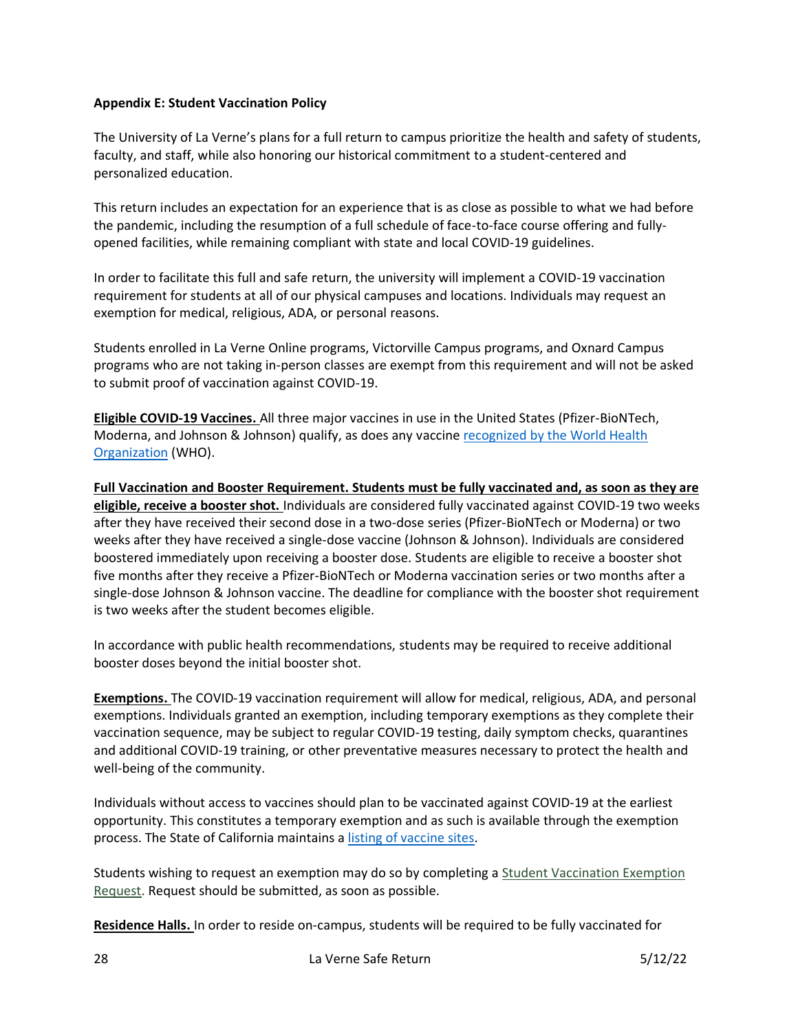**Appendix E: Student Vaccination Policy**

The University of La Verne's plans for a full return to campus prioritize the health and safety of students, faculty, and staff, while also honoring our historical commitment to a student-centered and personalized education.

This return includes an expectation for an experience that is as close as possible to what we had before the pandemic, including the resumption of a full schedule of face-to-face course offering and fully-opened facilities, while remaining compliant with state and local COVID-19 guidelines.

In order to facilitate this full and safe return, the university will implement a COVID-19 vaccination requirement for students at all of our physical campuses and locations. Individuals may request an exemption for medical, religious, ADA, or personal reasons.

Students enrolled in La Verne Online programs, Victorville Campus programs, and Oxnard Campus programs who are not taking in-person classes are exempt from this requirement and will not be asked to submit proof of vaccination against COVID-19.

**Eligible COVID-19 Vaccines.** All three major vaccines in use in the United States (Pfizer-BioNTech, Moderna, and Johnson & Johnson) qualify, as does any vaccine recognized by the World Health Organization (WHO).

**Full Vaccination and Booster Requirement. Students must be fully vaccinated and, as soon as they are eligible, receive a booster shot.** Individuals are considered fully vaccinated against COVID-19 two weeks after they have received their second dose in a two-dose series (Pfizer-BioNTech or Moderna) or two weeks after they have received a single-dose vaccine (Johnson & Johnson). Individuals are considered boostered immediately upon receiving a booster dose. Students are eligible to receive a booster shot five months after they receive a Pfizer-BioNTech or Moderna vaccination series or two months after a single-dose Johnson & Johnson vaccine. The deadline for compliance with the booster shot requirement is two weeks after the student becomes eligible.

In accordance with public health recommendations, students may be required to receive additional booster doses beyond the initial booster shot.

**Exemptions.** The COVID-19 vaccination requirement will allow for medical, religious, ADA, and personal exemptions. Individuals granted an exemption, including temporary exemptions as they complete their vaccination sequence, may be subject to regular COVID-19 testing, daily symptom checks, quarantines and additional COVID-19 training, or other preventative measures necessary to protect the health and well-being of the community.

Individuals without access to vaccines should plan to be vaccinated against COVID-19 at the earliest opportunity. This constitutes a temporary exemption and as such is available through the exemption process. The State of California maintains a listing of vaccine sites.

Students wishing to request an exemption may do so by completing a Student Vaccination Exemption Request. Request should be submitted, as soon as possible.

**Residence Halls.** In order to reside on-campus, students will be required to be fully vaccinated for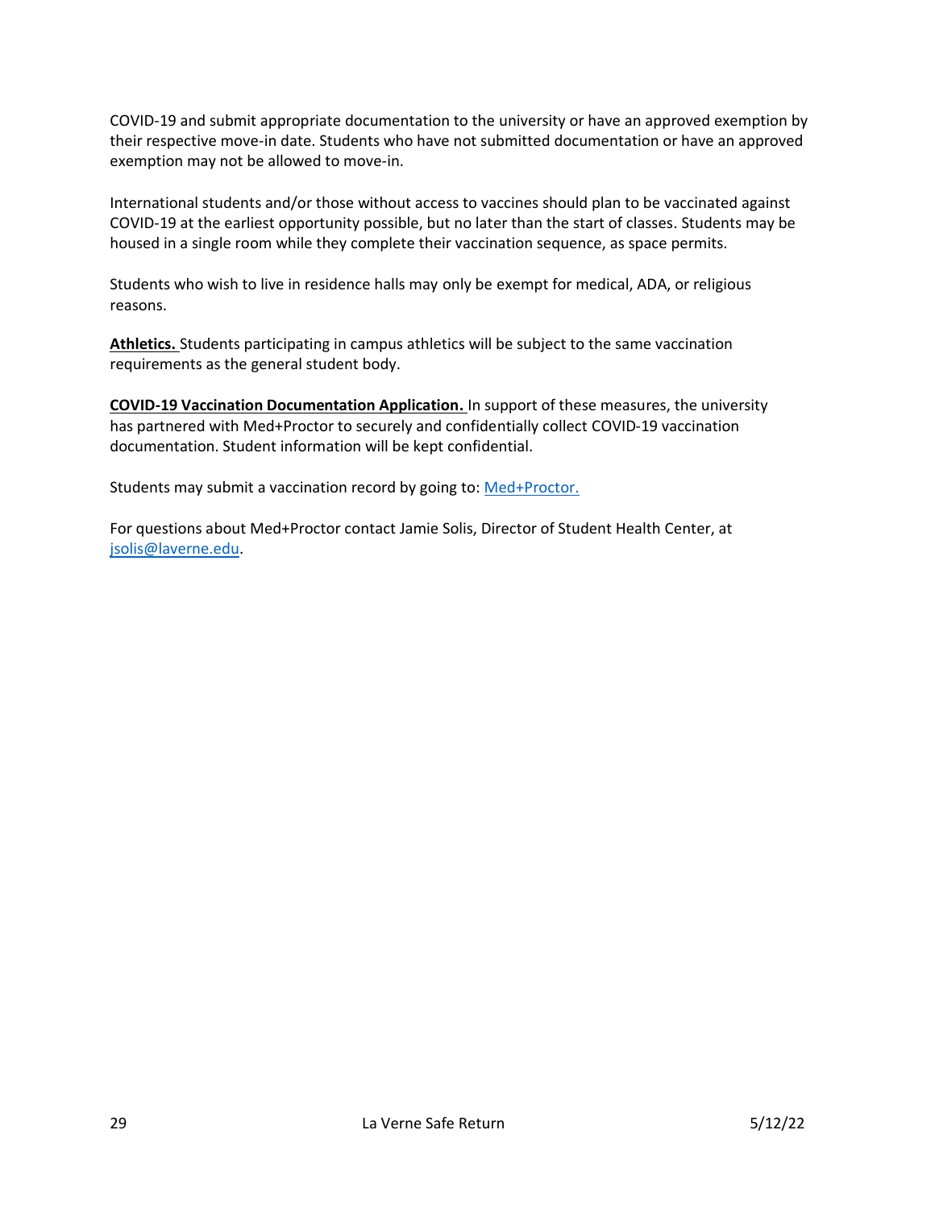COVID-19 and submit appropriate documentation to the university or have an approved exemption by their respective move-in date. Students who have not submitted documentation or have an approved exemption may not be allowed to move-in.

International students and/or those without access to vaccines should plan to be vaccinated against COVID-19 at the earliest opportunity possible, but no later than the start of classes. Students may be housed in a single room while they complete their vaccination sequence, as space permits.

Students who wish to live in residence halls may only be exempt for medical, ADA, or religious reasons.

**Athletics.** Students participating in campus athletics will be subject to the same vaccination requirements as the general student body.

**COVID-19 Vaccination Documentation Application.** In support of these measures, the university has partnered with Med+Proctor to securely and confidentially collect COVID-19 vaccination documentation. Student information will be kept confidential.

Students may submit a vaccination record by going to: Med+Proctor.

For questions about Med+Proctor contact Jamie Solis, Director of Student Health Center, at jsolis@laverne.edu.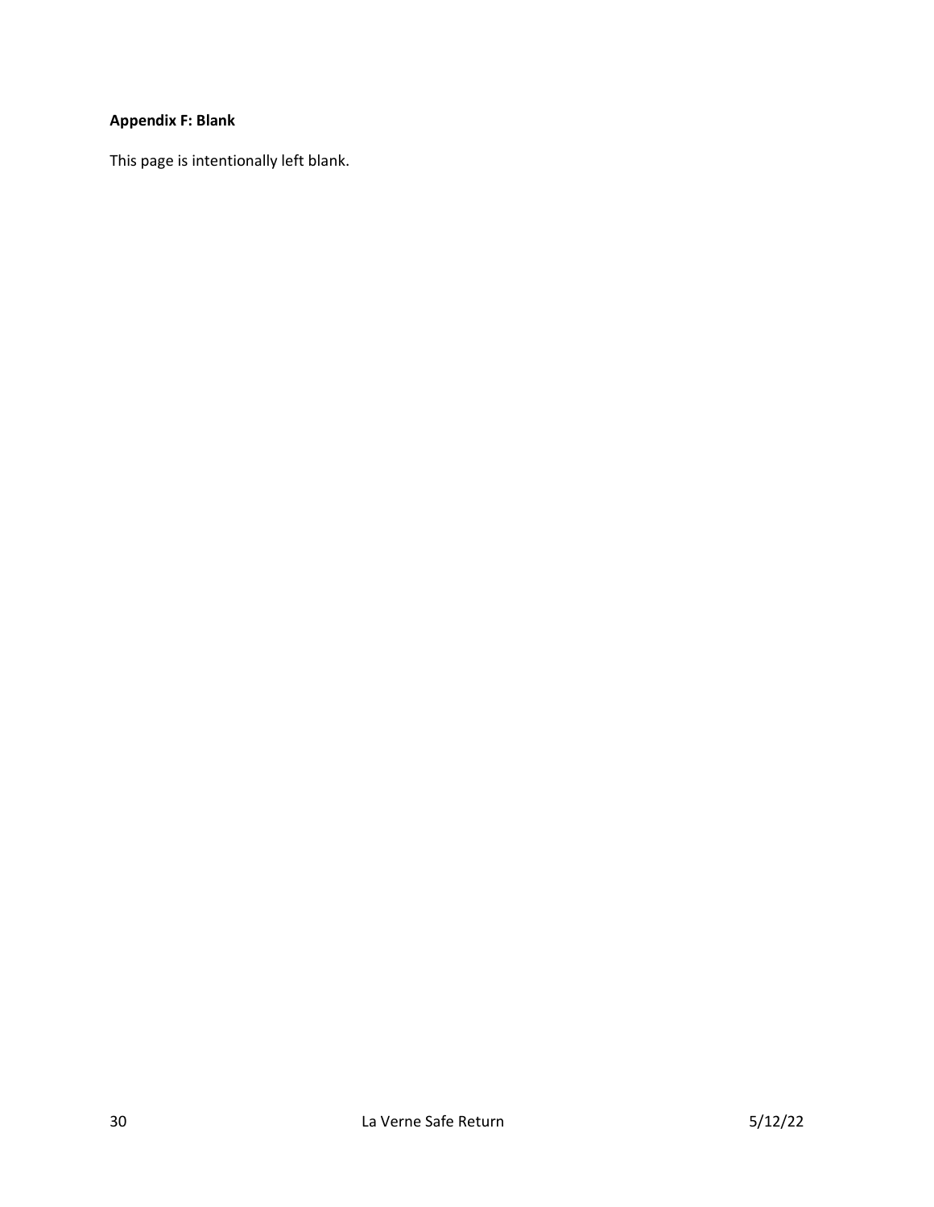**Appendix F: Blank**

This page is intentionally left blank.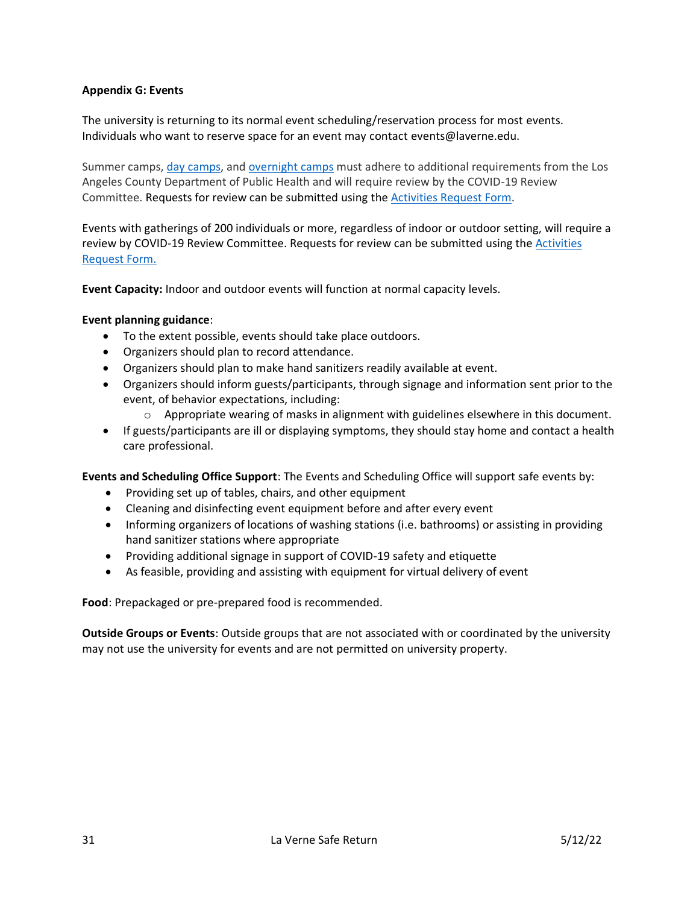**Appendix G: Events**

The university is returning to its normal event scheduling/reservation process for most events. Individuals who want to reserve space for an event may contact events@laverne.edu.

Summer camps, day camps, and overnight camps must adhere to additional requirements from the Los Angeles County Department of Public Health and will require review by the COVID-19 Review Committee. Requests for review can be submitted using the Activities Request Form.

Events with gatherings of 200 individuals or more, regardless of indoor or outdoor setting, will require a review by COVID-19 Review Committee. Requests for review can be submitted using the Activities Request Form.

**Event Capacity:** Indoor and outdoor events will function at normal capacity levels.

**Event planning guidance**:

- To the extent possible, events should take place outdoors.
- Organizers should plan to record attendance.
- Organizers should plan to make hand sanitizers readily available at event.
- Organizers should inform guests/participants, through signage and information sent prior to the event, of behavior expectations, including:
    - Appropriate wearing of masks in alignment with guidelines elsewhere in this document.
- If guests/participants are ill or displaying symptoms, they should stay home and contact a health care professional.

**Events and Scheduling Office Support**: The Events and Scheduling Office will support safe events by:

- Providing set up of tables, chairs, and other equipment
- Cleaning and disinfecting event equipment before and after every event
- Informing organizers of locations of washing stations (i.e. bathrooms) or assisting in providing hand sanitizer stations where appropriate
- Providing additional signage in support of COVID-19 safety and etiquette
- As feasible, providing and assisting with equipment for virtual delivery of event

**Food**: Prepackaged or pre-prepared food is recommended.

**Outside Groups or Events**: Outside groups that are not associated with or coordinated by the university may not use the university for events and are not permitted on university property.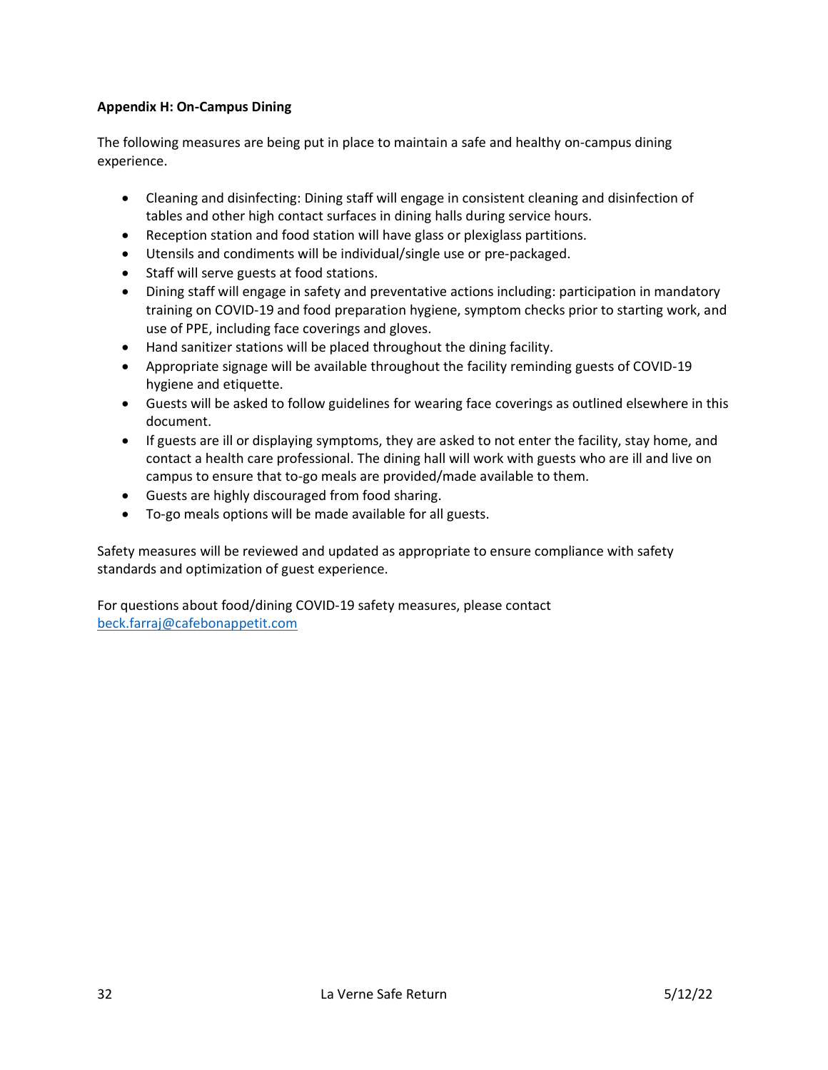**Appendix H: On-Campus Dining**

The following measures are being put in place to maintain a safe and healthy on-campus dining experience.

- Cleaning and disinfecting: Dining staff will engage in consistent cleaning and disinfection of tables and other high contact surfaces in dining halls during service hours.
- Reception station and food station will have glass or plexiglass partitions.
- Utensils and condiments will be individual/single use or pre-packaged.
- Staff will serve guests at food stations.
- Dining staff will engage in safety and preventative actions including: participation in mandatory training on COVID-19 and food preparation hygiene, symptom checks prior to starting work, and use of PPE, including face coverings and gloves.
- Hand sanitizer stations will be placed throughout the dining facility.
- Appropriate signage will be available throughout the facility reminding guests of COVID-19 hygiene and etiquette.
- Guests will be asked to follow guidelines for wearing face coverings as outlined elsewhere in this document.
- If guests are ill or displaying symptoms, they are asked to not enter the facility, stay home, and contact a health care professional. The dining hall will work with guests who are ill and live on campus to ensure that to-go meals are provided/made available to them.
- Guests are highly discouraged from food sharing.
- To-go meals options will be made available for all guests.

Safety measures will be reviewed and updated as appropriate to ensure compliance with safety standards and optimization of guest experience.

For questions about food/dining COVID-19 safety measures, please contact beck.farraj@cafebonappetit.com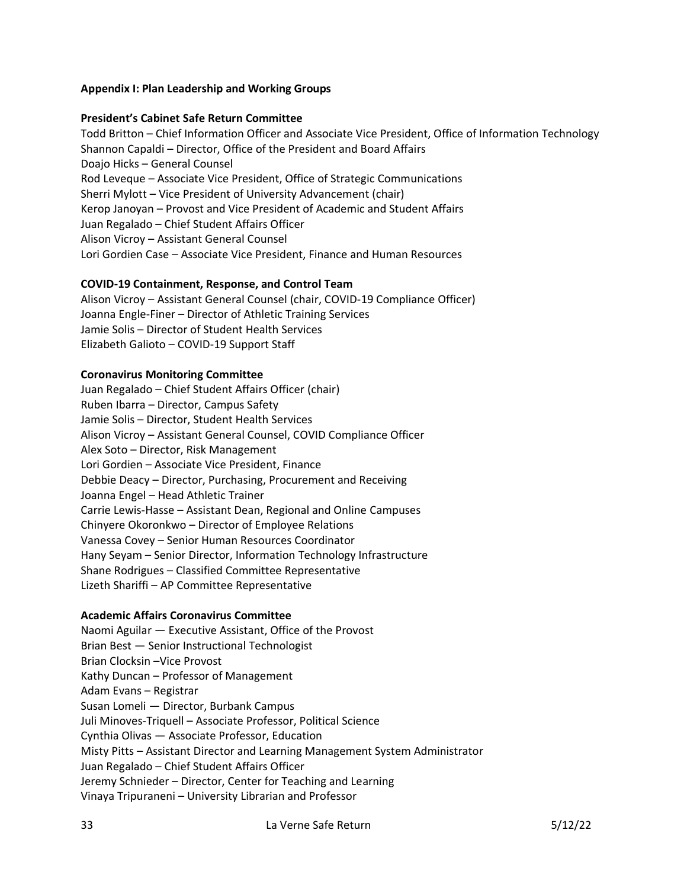## Appendix I: Plan Leadership and Working Groups

### President's Cabinet Safe Return Committee

Todd Britton – Chief Information Officer and Associate Vice President, Office of Information Technology
Shannon Capaldi – Director, Office of the President and Board Affairs
Doajo Hicks – General Counsel
Rod Leveque – Associate Vice President, Office of Strategic Communications
Sherri Mylott – Vice President of University Advancement (chair)
Kerop Janoyan – Provost and Vice President of Academic and Student Affairs
Juan Regalado – Chief Student Affairs Officer
Alison Vicroy – Assistant General Counsel
Lori Gordien Case – Associate Vice President, Finance and Human Resources

### COVID-19 Containment, Response, and Control Team

Alison Vicroy – Assistant General Counsel (chair, COVID-19 Compliance Officer)
Joanna Engle-Finer – Director of Athletic Training Services
Jamie Solis – Director of Student Health Services
Elizabeth Galioto – COVID-19 Support Staff

### Coronavirus Monitoring Committee

Juan Regalado – Chief Student Affairs Officer (chair)
Ruben Ibarra – Director, Campus Safety
Jamie Solis – Director, Student Health Services
Alison Vicroy – Assistant General Counsel, COVID Compliance Officer
Alex Soto – Director, Risk Management
Lori Gordien – Associate Vice President, Finance
Debbie Deacy – Director, Purchasing, Procurement and Receiving
Joanna Engel – Head Athletic Trainer
Carrie Lewis-Hasse – Assistant Dean, Regional and Online Campuses
Chinyere Okoronkwo – Director of Employee Relations
Vanessa Covey – Senior Human Resources Coordinator
Hany Seyam – Senior Director, Information Technology Infrastructure
Shane Rodrigues – Classified Committee Representative
Lizeth Shariffi – AP Committee Representative

### Academic Affairs Coronavirus Committee

Naomi Aguilar — Executive Assistant, Office of the Provost
Brian Best — Senior Instructional Technologist
Brian Clocksin –Vice Provost
Kathy Duncan – Professor of Management
Adam Evans – Registrar
Susan Lomeli — Director, Burbank Campus
Juli Minoves-Triquell – Associate Professor, Political Science
Cynthia Olivas — Associate Professor, Education
Misty Pitts – Assistant Director and Learning Management System Administrator
Juan Regalado – Chief Student Affairs Officer
Jeremy Schnieder – Director, Center for Teaching and Learning
Vinaya Tripuraneni – University Librarian and Professor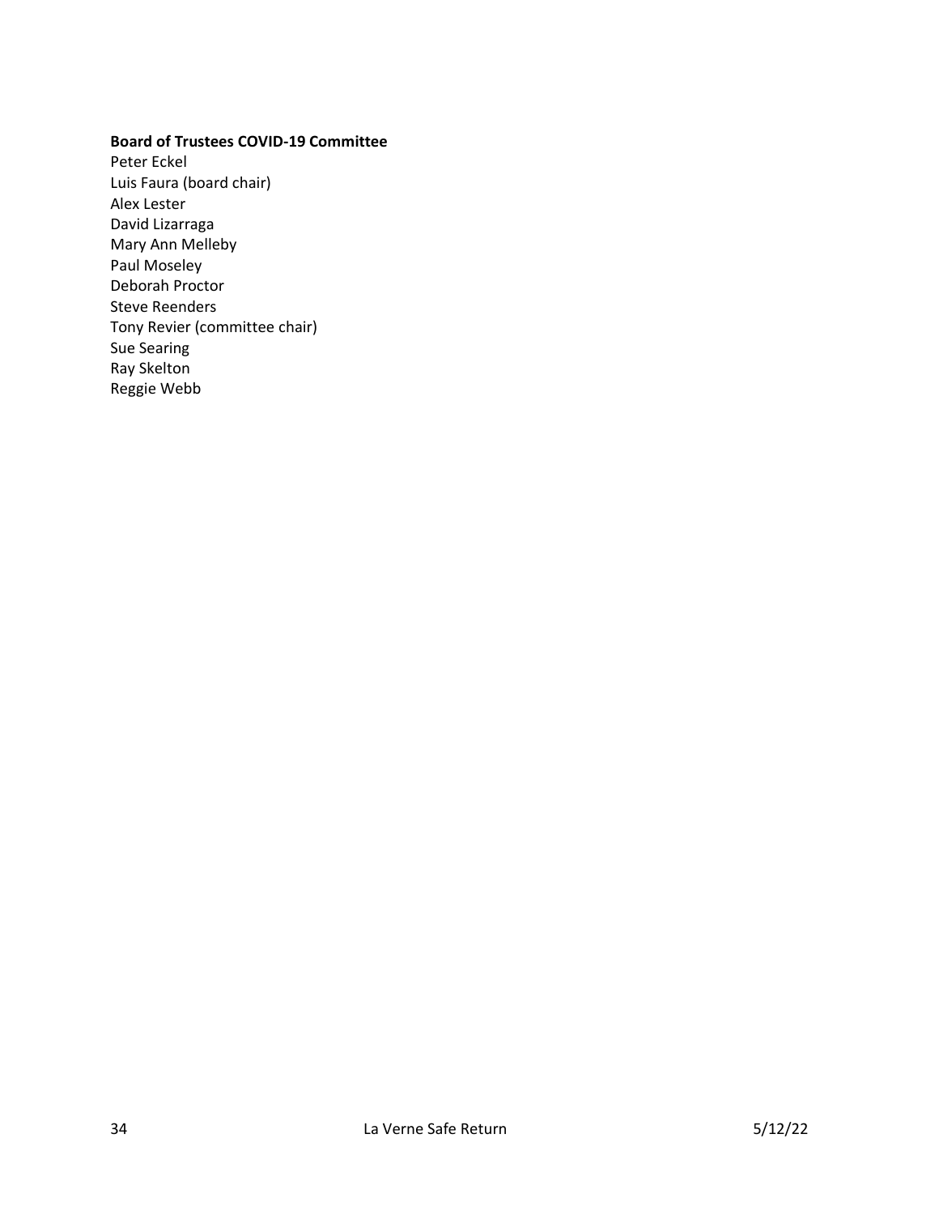**Board of Trustees COVID-19 Committee**

Peter Eckel  
Luis Faura (board chair)  
Alex Lester  
David Lizarraga  
Mary Ann Melleby  
Paul Moseley  
Deborah Proctor  
Steve Reenders  
Tony Revier (committee chair)  
Sue Searing  
Ray Skelton  
Reggie Webb